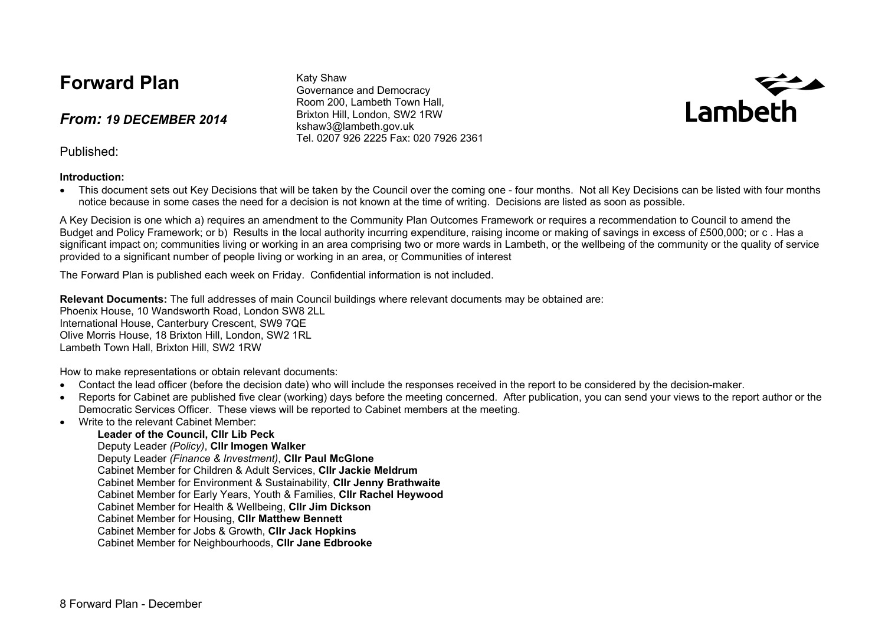# Forward Plan

## *From: 19 DECEMBER 2014*

Katy Shaw
Governance and Democracy
Room 200, Lambeth Town Hall,
Brixton Hill, London, SW2 1RW
kshaw3@lambeth.gov.uk
Tel. 0207 926 2225 Fax: 020 7926 2361

Lambeth

Published:

**Introduction:**

- This document sets out Key Decisions that will be taken by the Council over the coming one - four months. Not all Key Decisions can be listed with four months notice because in some cases the need for a decision is not known at the time of writing. Decisions are listed as soon as possible.

A Key Decision is one which a) requires an amendment to the Community Plan Outcomes Framework or requires a recommendation to Council to amend the Budget and Policy Framework; or b) Results in the local authority incurring expenditure, raising income or making of savings in excess of £500,000; or c . Has a significant impact on; communities living or working in an area comprising two or more wards in Lambeth, or the wellbeing of the community or the quality of service provided to a significant number of people living or working in an area, or Communities of interest

The Forward Plan is published each week on Friday. Confidential information is not included.

**Relevant Documents:** The full addresses of main Council buildings where relevant documents may be obtained are:
Phoenix House, 10 Wandsworth Road, London SW8 2LL
International House, Canterbury Crescent, SW9 7QE
Olive Morris House, 18 Brixton Hill, London, SW2 1RL
Lambeth Town Hall, Brixton Hill, SW2 1RW

How to make representations or obtain relevant documents:

- Contact the lead officer (before the decision date) who will include the responses received in the report to be considered by the decision-maker.
- Reports for Cabinet are published five clear (working) days before the meeting concerned. After publication, you can send your views to the report author or the Democratic Services Officer. These views will be reported to Cabinet members at the meeting.
- Write to the relevant Cabinet Member:
  - **Leader of the Council, Cllr Lib Peck**
  - Deputy Leader *(Policy)*, **Cllr Imogen Walker**
  - Deputy Leader *(Finance & Investment)*, **Cllr Paul McGlone**
  - Cabinet Member for Children & Adult Services, **Cllr Jackie Meldrum**
  - Cabinet Member for Environment & Sustainability, **Cllr Jenny Brathwaite**
  - Cabinet Member for Early Years, Youth & Families, **Cllr Rachel Heywood**
  - Cabinet Member for Health & Wellbeing, **Cllr Jim Dickson**
  - Cabinet Member for Housing, **Cllr Matthew Bennett**
  - Cabinet Member for Jobs & Growth, **Cllr Jack Hopkins**
  - Cabinet Member for Neighbourhoods, **Cllr Jane Edbrooke**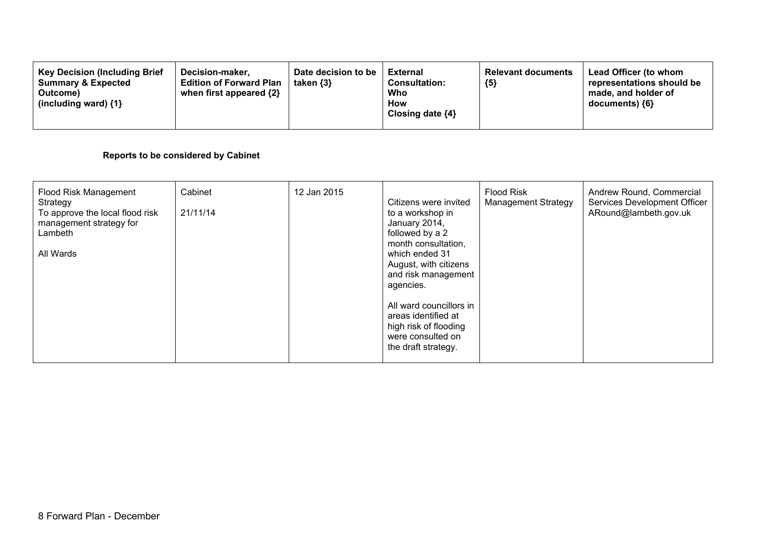| Key Decision (Including Brief Summary & Expected Outcome) (including ward) {1} | Decision-maker, Edition of Forward Plan when first appeared {2} | Date decision to be taken {3} | External Consultation: Who How Closing date {4} | Relevant documents {5} | Lead Officer (to whom representations should be made, and holder of documents) {6} |
|---|---|---|---|---|---|

**Reports to be considered by Cabinet**

| | | | | | |
|---|---|---|---|---|---|
| Flood Risk Management Strategy<br>To approve the local flood risk management strategy for Lambeth<br><br>All Wards | Cabinet<br><br>21/11/14 | 12 Jan 2015 | Citizens were invited to a workshop in January 2014, followed by a 2 month consultation, which ended 31 August, with citizens and risk management agencies.<br><br>All ward councillors in areas identified at high risk of flooding were consulted on the draft strategy. | Flood Risk Management Strategy | Andrew Round, Commercial Services Development Officer<br>ARound@lambeth.gov.uk |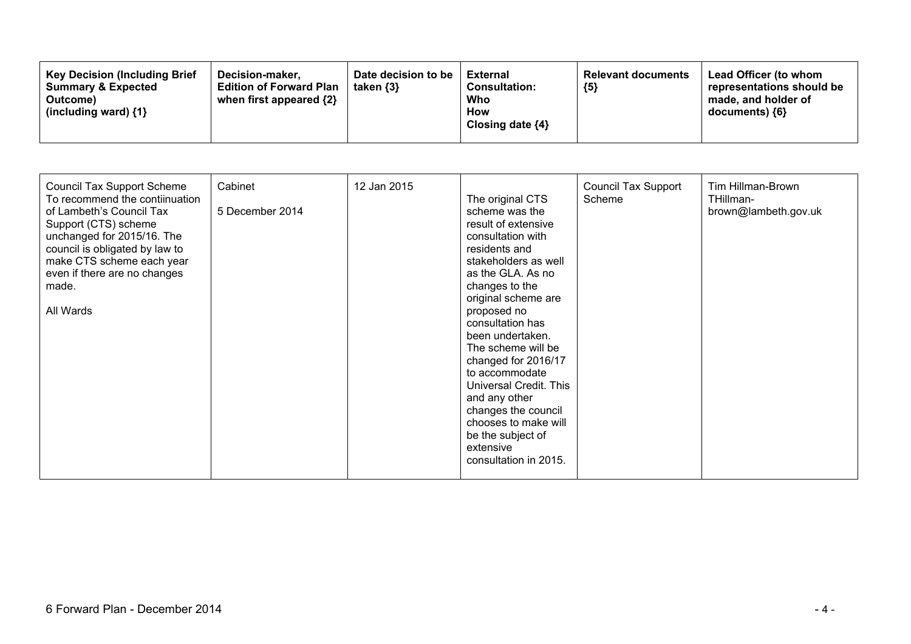| Key Decision (Including Brief Summary & Expected Outcome) (including ward) {1} | Decision-maker, Edition of Forward Plan when first appeared {2} | Date decision to be taken {3} | External Consultation: Who How Closing date {4} | Relevant documents {5} | Lead Officer (to whom representations should be made, and holder of documents) {6} |
|---|---|---|---|---|---|
| Council Tax Support Scheme<br>To recommend the contiinuation of Lambeth's Council Tax Support (CTS) scheme unchanged for 2015/16. The council is obligated by law to make CTS scheme each year even if there are no changes made.<br><br>All Wards | Cabinet<br><br>5 December 2014 | 12 Jan 2015 | The original CTS scheme was the result of extensive consultation with residents and stakeholders as well as the GLA. As no changes to the original scheme are proposed no consultation has been undertaken. The scheme will be changed for 2016/17 to accommodate Universal Credit. This and any other changes the council chooses to make will be the subject of extensive consultation in 2015. | Council Tax Support Scheme | Tim Hillman-Brown<br>THillman-brown@lambeth.gov.uk |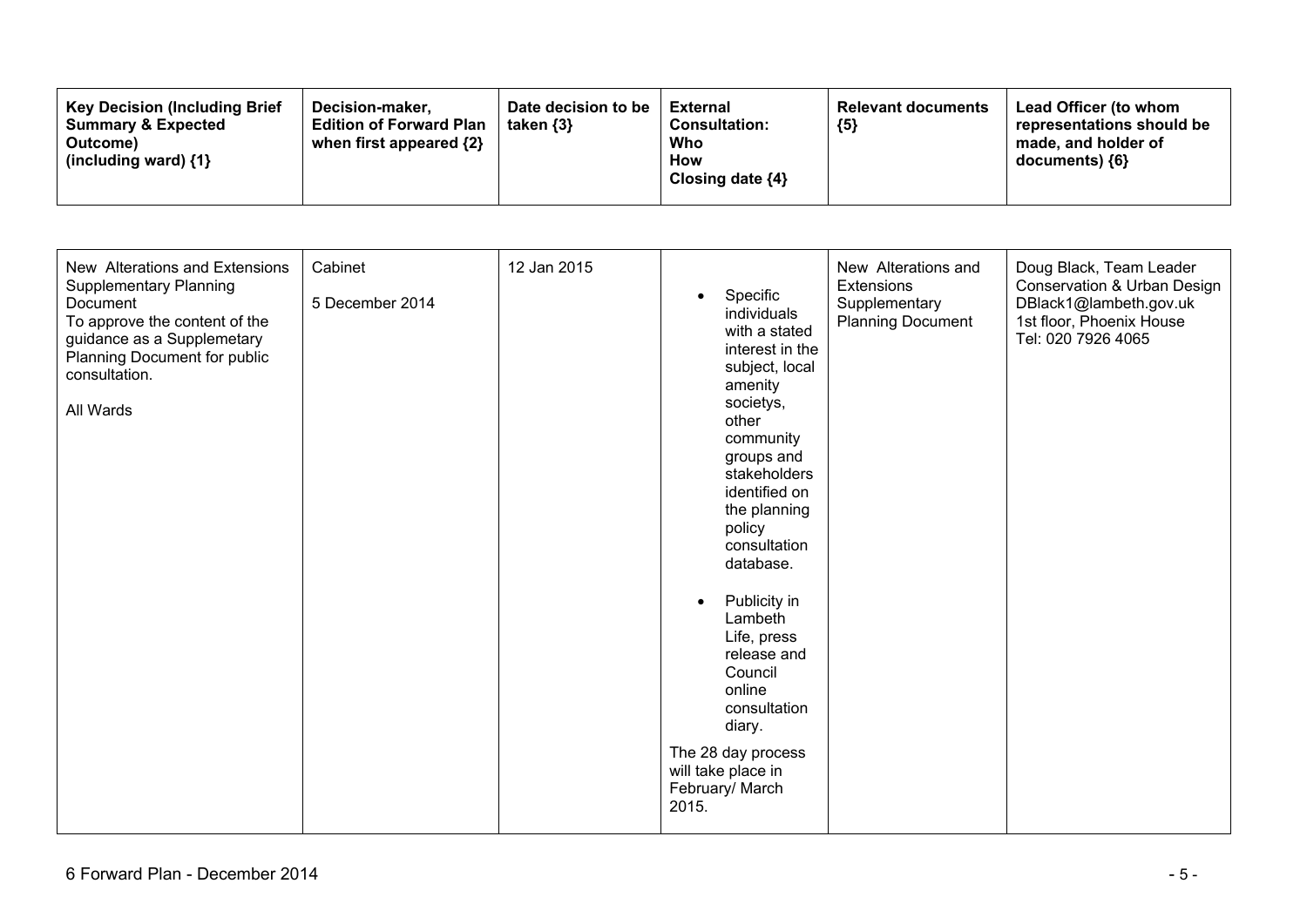| Key Decision (Including Brief Summary & Expected Outcome) (including ward) {1} | Decision-maker, Edition of Forward Plan when first appeared {2} | Date decision to be taken {3} | External Consultation: Who How Closing date {4} | Relevant documents {5} | Lead Officer (to whom representations should be made, and holder of documents) {6} |
|---|---|---|---|---|---|
| New Alterations and Extensions Supplementary Planning Document<br>To approve the content of the guidance as a Supplemetary Planning Document for public consultation.<br><br>All Wards | Cabinet<br><br>5 December 2014 | 12 Jan 2015 | • Specific individuals with a stated interest in the subject, local amenity societys, other community groups and stakeholders identified on the planning policy consultation database.<br><br>• Publicity in Lambeth Life, press release and Council online consultation diary.<br><br>The 28 day process will take place in February/ March 2015. | New Alterations and Extensions Supplementary Planning Document | Doug Black, Team Leader Conservation & Urban Design<br>DBlack1@lambeth.gov.uk<br>1st floor, Phoenix House<br>Tel: 020 7926 4065 |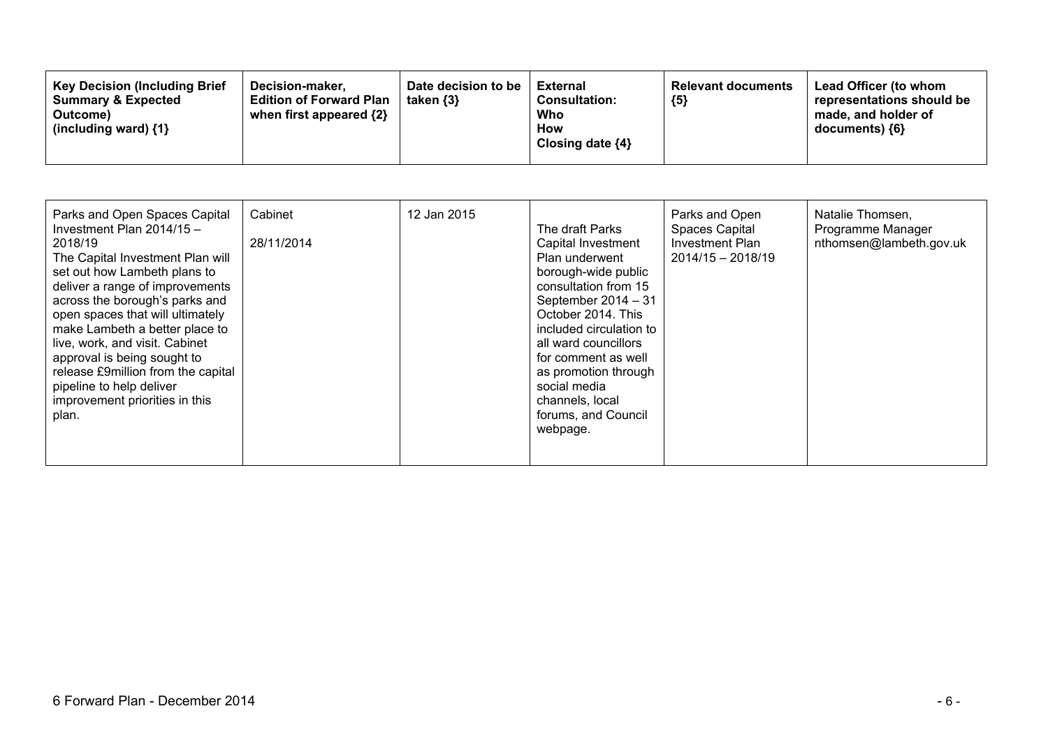| Key Decision (Including Brief Summary & Expected Outcome) (including ward) {1} | Decision-maker, Edition of Forward Plan when first appeared {2} | Date decision to be taken {3} | External Consultation: Who How Closing date {4} | Relevant documents {5} | Lead Officer (to whom representations should be made, and holder of documents) {6} |
|---|---|---|---|---|---|
| Parks and Open Spaces Capital Investment Plan 2014/15 – 2018/19<br>The Capital Investment Plan will set out how Lambeth plans to deliver a range of improvements across the borough's parks and open spaces that will ultimately make Lambeth a better place to live, work, and visit. Cabinet approval is being sought to release £9million from the capital pipeline to help deliver improvement priorities in this plan. | Cabinet<br><br>28/11/2014 | 12 Jan 2015 | The draft Parks Capital Investment Plan underwent borough-wide public consultation from 15 September 2014 – 31 October 2014. This included circulation to all ward councillors for comment as well as promotion through social media channels, local forums, and Council webpage. | Parks and Open Spaces Capital Investment Plan 2014/15 – 2018/19 | Natalie Thomsen, Programme Manager nthomsen@lambeth.gov.uk |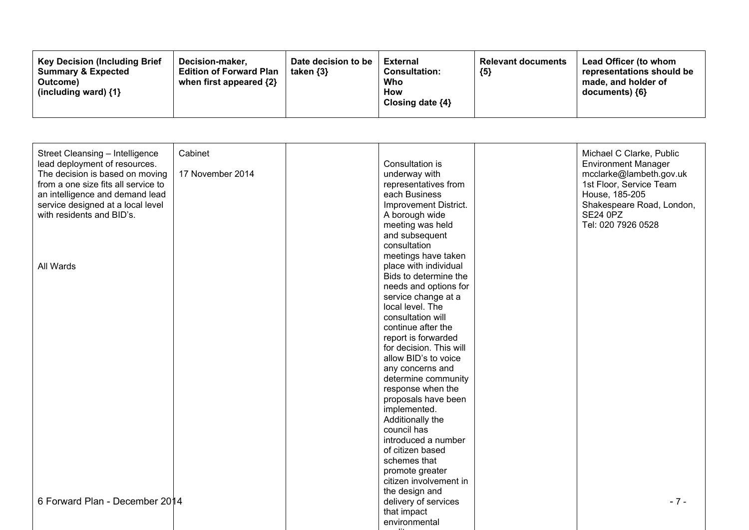| Key Decision (Including Brief Summary & Expected Outcome) (including ward) {1} | Decision-maker, Edition of Forward Plan when first appeared {2} | Date decision to be taken {3} | External Consultation: Who How Closing date {4} | Relevant documents {5} | Lead Officer (to whom representations should be made, and holder of documents) {6} |
|---|---|---|---|---|---|
| Street Cleansing – Intelligence lead deployment of resources. The decision is based on moving from a one size fits all service to an intelligence and demand lead service designed at a local level with residents and BID's.<br><br>All Wards | Cabinet<br><br>17 November 2014 | | Consultation is underway with representatives from each Business Improvement District. A borough wide meeting was held and subsequent consultation meetings have taken place with individual Bids to determine the needs and options for service change at a local level. The consultation will continue after the report is forwarded for decision. This will allow BID's to voice any concerns and determine community response when the proposals have been implemented. Additionally the council has introduced a number of citizen based schemes that promote greater citizen involvement in the design and delivery of services that impact environmental | | Michael C Clarke, Public Environment Manager mcclarke@lambeth.gov.uk 1st Floor, Service Team House, 185-205 Shakespeare Road, London, SE24 0PZ Tel: 020 7926 0528 |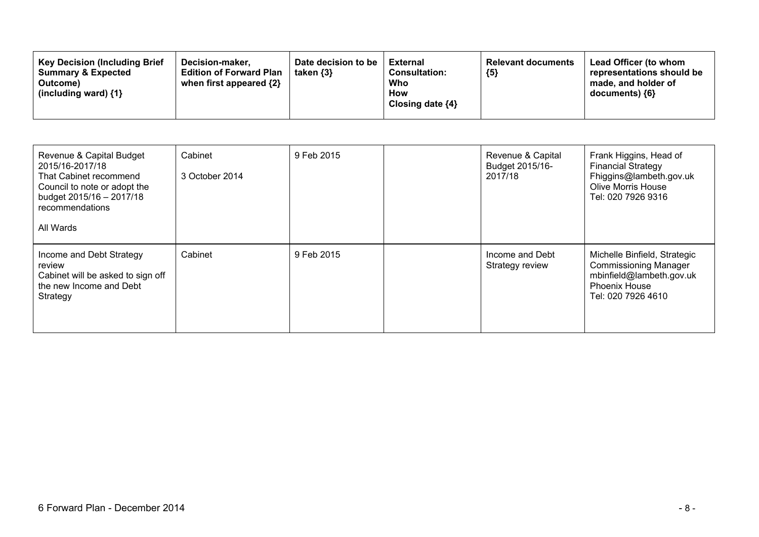| Key Decision (Including Brief Summary & Expected Outcome) (including ward) {1} | Decision-maker, Edition of Forward Plan when first appeared {2} | Date decision to be taken {3} | External Consultation: Who How Closing date {4} | Relevant documents {5} | Lead Officer (to whom representations should be made, and holder of documents) {6} |
|---|---|---|---|---|---|
| Revenue & Capital Budget 2015/16-2017/18<br>That Cabinet recommend Council to note or adopt the budget 2015/16 – 2017/18 recommendations<br><br>All Wards | Cabinet<br><br>3 October 2014 | 9 Feb 2015 | | Revenue & Capital Budget 2015/16-2017/18 | Frank Higgins, Head of Financial Strategy<br>Fhiggins@lambeth.gov.uk<br>Olive Morris House<br>Tel: 020 7926 9316 |
| Income and Debt Strategy review<br>Cabinet will be asked to sign off the new Income and Debt Strategy | Cabinet | 9 Feb 2015 | | Income and Debt Strategy review | Michelle Binfield, Strategic Commissioning Manager<br>mbinfield@lambeth.gov.uk<br>Phoenix House<br>Tel: 020 7926 4610 |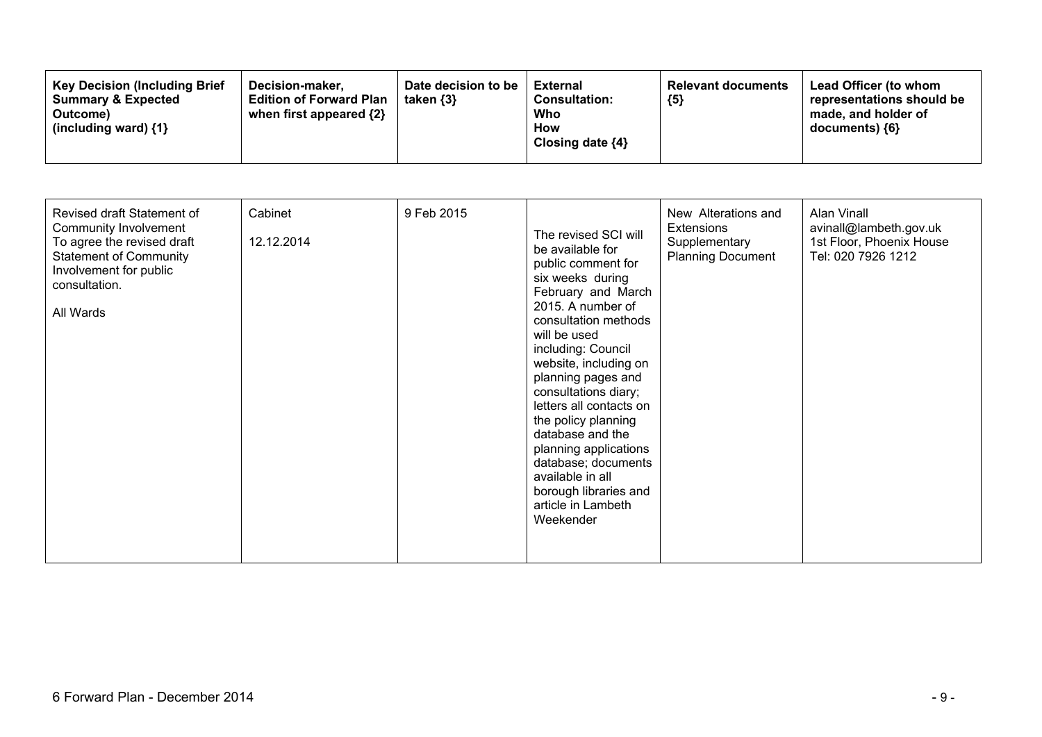| Key Decision (Including Brief Summary & Expected Outcome) (including ward) {1} | Decision-maker, Edition of Forward Plan when first appeared {2} | Date decision to be taken {3} | External Consultation: Who How Closing date {4} | Relevant documents {5} | Lead Officer (to whom representations should be made, and holder of documents) {6} |
|---|---|---|---|---|---|
| Revised draft Statement of Community Involvement<br>To agree the revised draft Statement of Community Involvement for public consultation.<br><br>All Wards | Cabinet<br><br>12.12.2014 | 9 Feb 2015 | The revised SCI will be available for public comment for six weeks during February and March 2015. A number of consultation methods will be used including: Council website, including on planning pages and consultations diary; letters all contacts on the policy planning database and the planning applications database; documents available in all borough libraries and article in Lambeth Weekender | New Alterations and Extensions Supplementary Planning Document | Alan Vinall<br>avinall@lambeth.gov.uk<br>1st Floor, Phoenix House<br>Tel: 020 7926 1212 |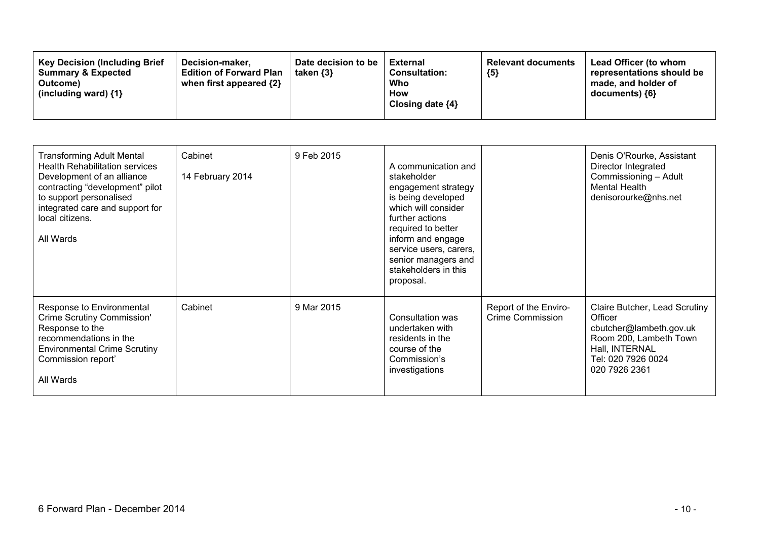| Key Decision (Including Brief Summary & Expected Outcome) (including ward) {1} | Decision-maker, Edition of Forward Plan when first appeared {2} | Date decision to be taken {3} | External Consultation: Who How Closing date {4} | Relevant documents {5} | Lead Officer (to whom representations should be made, and holder of documents) {6} |
|---|---|---|---|---|---|
| Transforming Adult Mental Health Rehabilitation services Development of an alliance contracting "development" pilot to support personalised integrated care and support for local citizens.<br><br>All Wards | Cabinet<br><br>14 February 2014 | 9 Feb 2015 | A communication and stakeholder engagement strategy is being developed which will consider further actions required to better inform and engage service users, carers, senior managers and stakeholders in this proposal. | | Denis O'Rourke, Assistant Director Integrated Commissioning – Adult Mental Health denisorourke@nhs.net |
| Response to Environmental Crime Scrutiny Commission' Response to the recommendations in the Environmental Crime Scrutiny Commission report'<br><br>All Wards | Cabinet | 9 Mar 2015 | Consultation was undertaken with residents in the course of the Commission's investigations | Report of the Enviro-Crime Commission | Claire Butcher, Lead Scrutiny Officer cbutcher@lambeth.gov.uk Room 200, Lambeth Town Hall, INTERNAL Tel: 020 7926 0024 020 7926 2361 |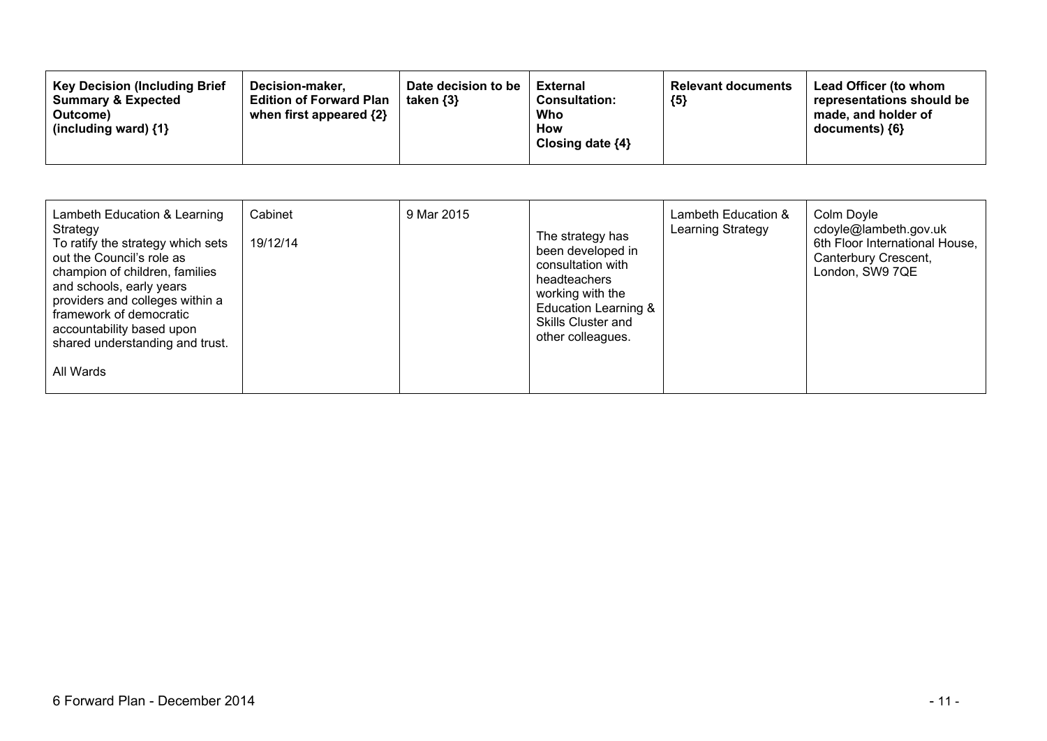| Key Decision (Including Brief Summary & Expected Outcome) (including ward) {1} | Decision-maker, Edition of Forward Plan when first appeared {2} | Date decision to be taken {3} | External Consultation: Who How Closing date {4} | Relevant documents {5} | Lead Officer (to whom representations should be made, and holder of documents) {6} |
|---|---|---|---|---|---|
| Lambeth Education & Learning Strategy<br>To ratify the strategy which sets out the Council's role as champion of children, families and schools, early years providers and colleges within a framework of democratic accountability based upon shared understanding and trust.<br><br>All Wards | Cabinet<br><br>19/12/14 | 9 Mar 2015 | The strategy has been developed in consultation with headteachers working with the Education Learning & Skills Cluster and other colleagues. | Lambeth Education & Learning Strategy | Colm Doyle<br>cdoyle@lambeth.gov.uk<br>6th Floor International House, Canterbury Crescent, London, SW9 7QE |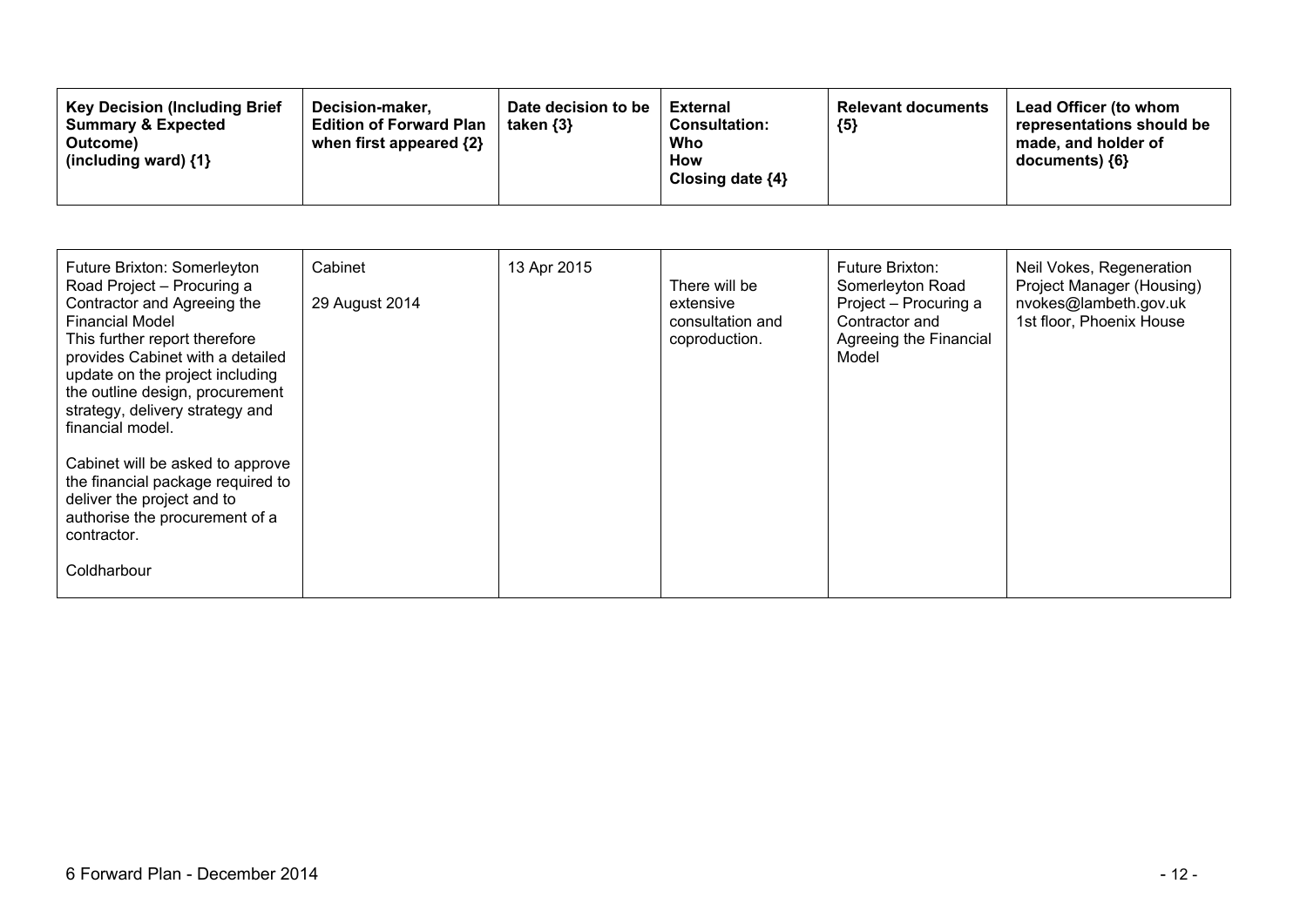| Key Decision (Including Brief Summary & Expected Outcome) (including ward) {1} | Decision-maker, Edition of Forward Plan when first appeared {2} | Date decision to be taken {3} | External Consultation: Who How Closing date {4} | Relevant documents {5} | Lead Officer (to whom representations should be made, and holder of documents) {6} |
|---|---|---|---|---|---|
| Future Brixton: Somerleyton Road Project – Procuring a Contractor and Agreeing the Financial Model<br>This further report therefore provides Cabinet with a detailed update on the project including the outline design, procurement strategy, delivery strategy and financial model.<br><br>Cabinet will be asked to approve the financial package required to deliver the project and to authorise the procurement of a contractor.<br><br>Coldharbour | Cabinet<br><br>29 August 2014 | 13 Apr 2015 | There will be extensive consultation and coproduction. | Future Brixton: Somerleyton Road Project – Procuring a Contractor and Agreeing the Financial Model | Neil Vokes, Regeneration Project Manager (Housing)<br>nvokes@lambeth.gov.uk<br>1st floor, Phoenix House |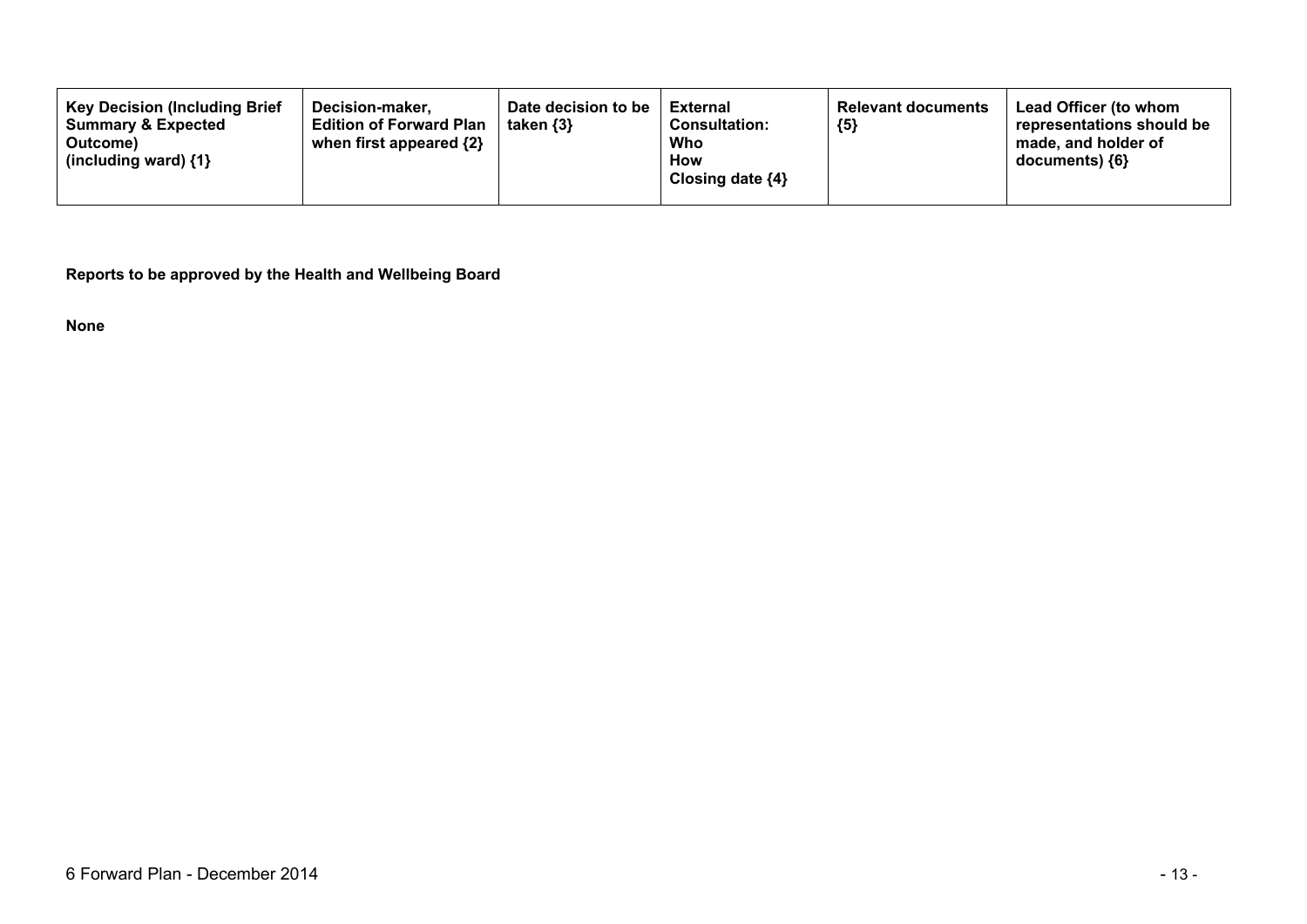| Key Decision (Including Brief Summary & Expected Outcome) (including ward) {1} | Decision-maker, Edition of Forward Plan when first appeared {2} | Date decision to be taken {3} | External Consultation: Who How Closing date {4} | Relevant documents {5} | Lead Officer (to whom representations should be made, and holder of documents) {6} |
|---|---|---|---|---|---|

**Reports to be approved by the Health and Wellbeing Board**

**None**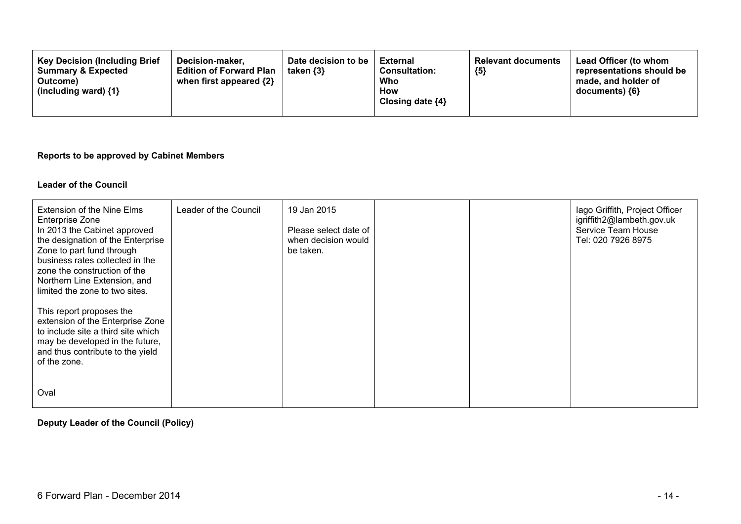| Key Decision (Including Brief Summary & Expected Outcome) (including ward) {1} | Decision-maker, Edition of Forward Plan when first appeared {2} | Date decision to be taken {3} | External Consultation: Who How Closing date {4} | Relevant documents {5} | Lead Officer (to whom representations should be made, and holder of documents) {6} |
|---|---|---|---|---|---|

**Reports to be approved by Cabinet Members**

**Leader of the Council**

| Key Decision (Including Brief Summary & Expected Outcome) (including ward) {1} | Decision-maker, Edition of Forward Plan when first appeared {2} | Date decision to be taken {3} | External Consultation: Who How Closing date {4} | Relevant documents {5} | Lead Officer (to whom representations should be made, and holder of documents) {6} |
|---|---|---|---|---|---|
| Extension of the Nine Elms Enterprise Zone<br>In 2013 the Cabinet approved the designation of the Enterprise Zone to part fund through business rates collected in the zone the construction of the Northern Line Extension, and limited the zone to two sites.<br><br>This report proposes the extension of the Enterprise Zone to include site a third site which may be developed in the future, and thus contribute to the yield of the zone.<br><br>Oval | Leader of the Council | 19 Jan 2015<br><br>Please select date of when decision would be taken. | | | Iago Griffith, Project Officer<br>igriffith2@lambeth.gov.uk<br>Service Team House<br>Tel: 020 7926 8975 |

**Deputy Leader of the Council (Policy)**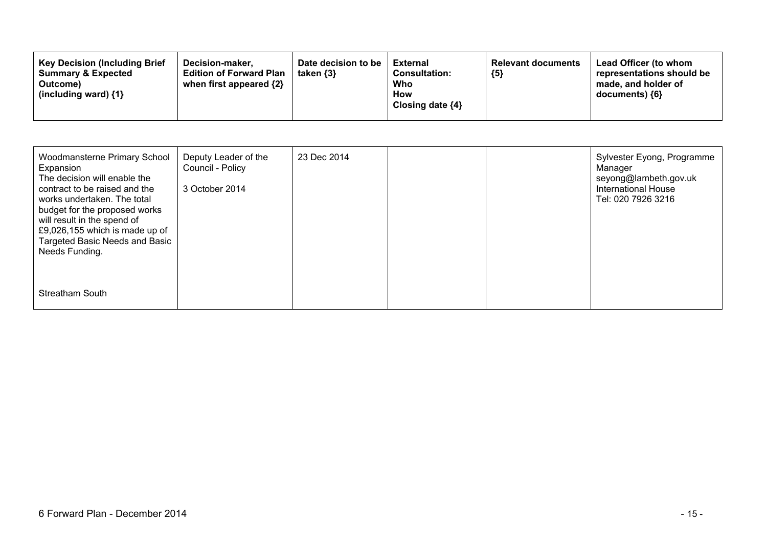| Key Decision (Including Brief Summary & Expected Outcome) (including ward) {1} | Decision-maker, Edition of Forward Plan when first appeared {2} | Date decision to be taken {3} | External Consultation: Who How Closing date {4} | Relevant documents {5} | Lead Officer (to whom representations should be made, and holder of documents) {6} |
|---|---|---|---|---|---|
| Woodmansterne Primary School Expansion<br>The decision will enable the contract to be raised and the works undertaken. The total budget for the proposed works will result in the spend of £9,026,155 which is made up of Targeted Basic Needs and Basic Needs Funding.<br><br>Streatham South | Deputy Leader of the Council - Policy<br><br>3 October 2014 | 23 Dec 2014 | | | Sylvester Eyong, Programme Manager<br>seyong@lambeth.gov.uk<br>International House<br>Tel: 020 7926 3216 |

6 Forward Plan - December 2014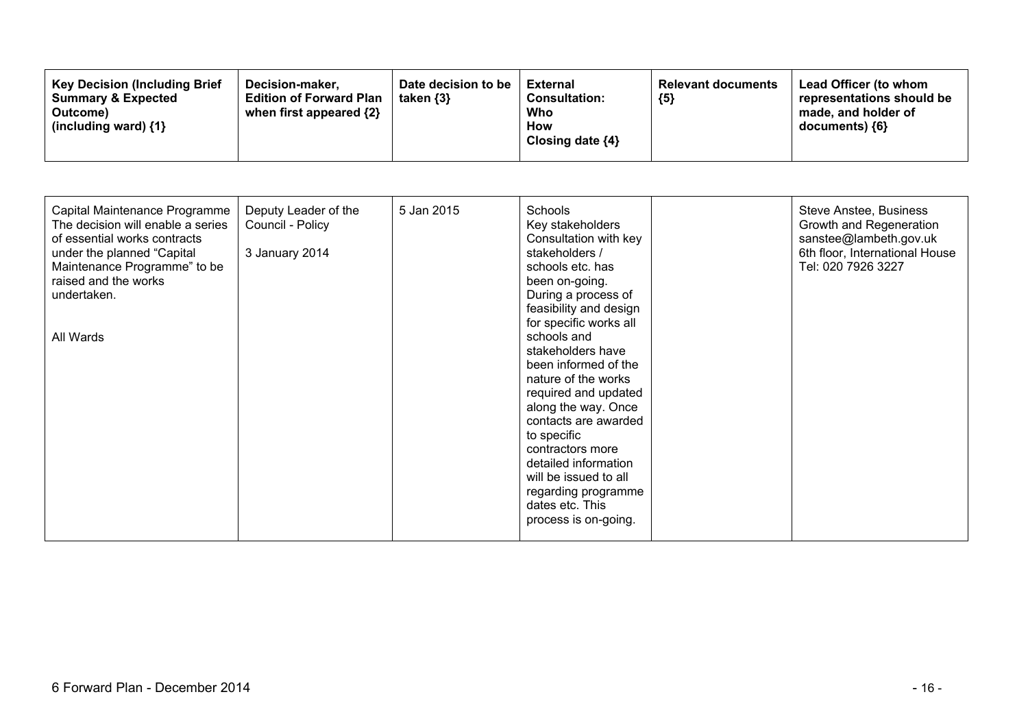| Key Decision (Including Brief Summary & Expected Outcome) (including ward) {1} | Decision-maker, Edition of Forward Plan when first appeared {2} | Date decision to be taken {3} | External Consultation: Who How Closing date {4} | Relevant documents {5} | Lead Officer (to whom representations should be made, and holder of documents) {6} |
|---|---|---|---|---|---|
| Capital Maintenance Programme The decision will enable a series of essential works contracts under the planned "Capital Maintenance Programme" to be raised and the works undertaken.<br><br>All Wards | Deputy Leader of the Council - Policy<br><br>3 January 2014 | 5 Jan 2015 | Schools Key stakeholders Consultation with key stakeholders / schools etc. has been on-going. During a process of feasibility and design for specific works all schools and stakeholders have been informed of the nature of the works required and updated along the way. Once contacts are awarded to specific contractors more detailed information will be issued to all regarding programme dates etc. This process is on-going. | | Steve Anstee, Business Growth and Regeneration sanstee@lambeth.gov.uk 6th floor, International House Tel: 020 7926 3227 |

6 Forward Plan - December 2014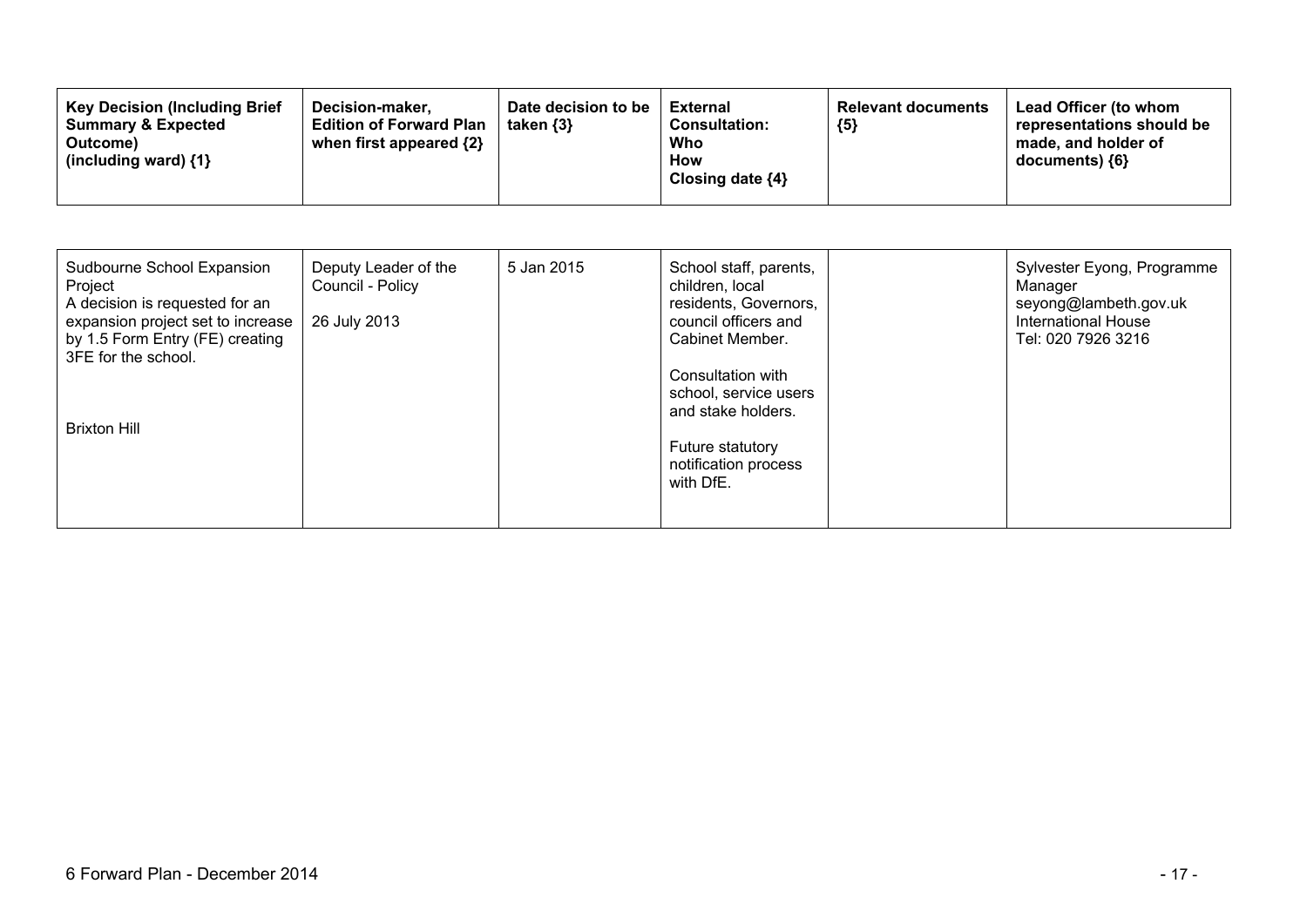| Key Decision (Including Brief Summary & Expected Outcome) (including ward) {1} | Decision-maker, Edition of Forward Plan when first appeared {2} | Date decision to be taken {3} | External Consultation: Who How Closing date {4} | Relevant documents {5} | Lead Officer (to whom representations should be made, and holder of documents) {6} |
| --- | --- | --- | --- | --- | --- |
| Sudbourne School Expansion Project<br>A decision is requested for an expansion project set to increase by 1.5 Form Entry (FE) creating 3FE for the school.<br><br>Brixton Hill | Deputy Leader of the Council - Policy<br><br>26 July 2013 | 5 Jan 2015 | School staff, parents, children, local residents, Governors, council officers and Cabinet Member.<br><br>Consultation with school, service users and stake holders.<br><br>Future statutory notification process with DfE. | | Sylvester Eyong, Programme Manager<br>seyong@lambeth.gov.uk<br>International House<br>Tel: 020 7926 3216 |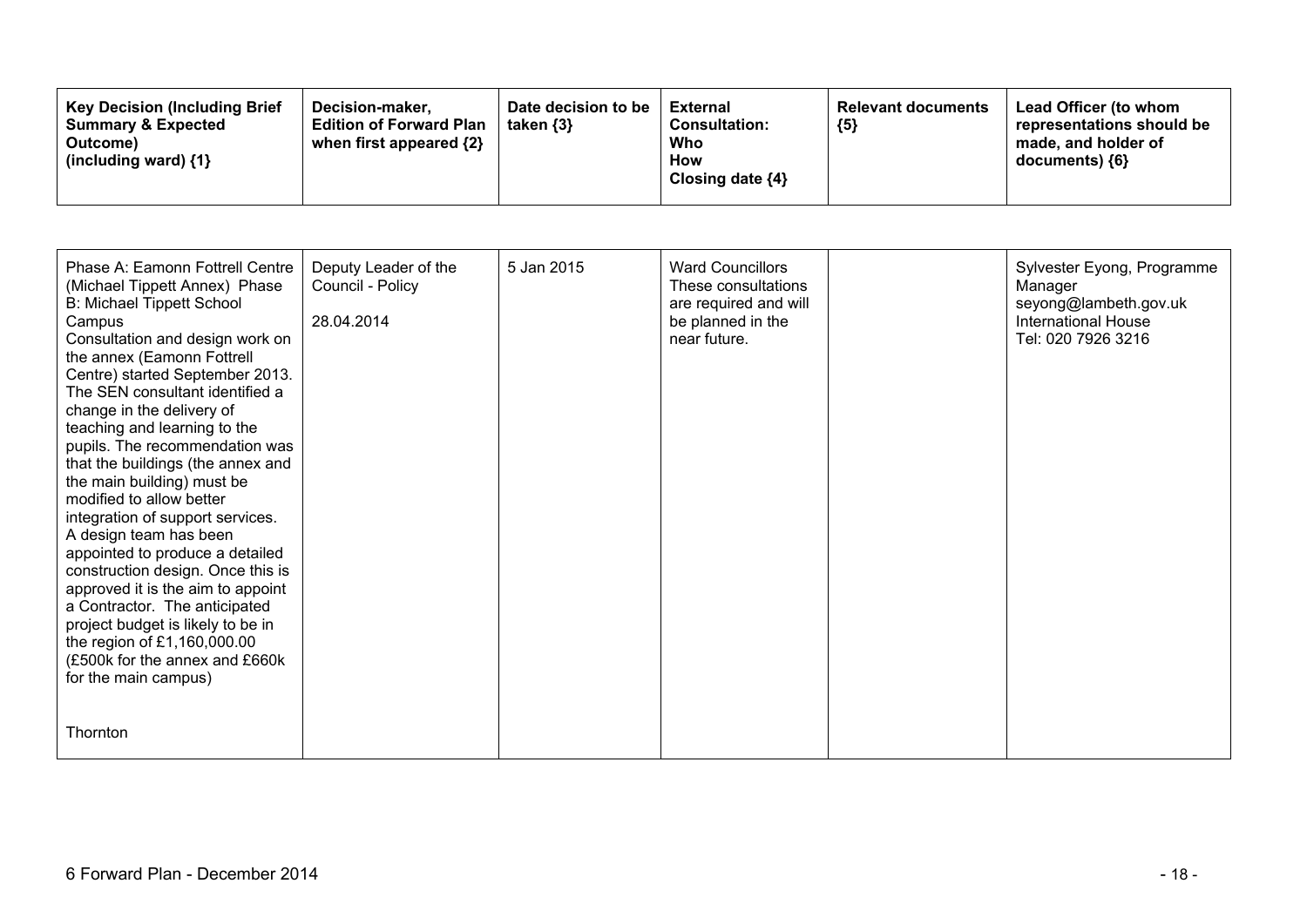| Key Decision (Including Brief Summary & Expected Outcome) (including ward) {1} | Decision-maker, Edition of Forward Plan when first appeared {2} | Date decision to be taken {3} | External Consultation: Who How Closing date {4} | Relevant documents {5} | Lead Officer (to whom representations should be made, and holder of documents) {6} |
|---|---|---|---|---|---|
| Phase A: Eamonn Fottrell Centre (Michael Tippett Annex) Phase B: Michael Tippett School Campus<br>Consultation and design work on the annex (Eamonn Fottrell Centre) started September 2013. The SEN consultant identified a change in the delivery of teaching and learning to the pupils. The recommendation was that the buildings (the annex and the main building) must be modified to allow better integration of support services. A design team has been appointed to produce a detailed construction design. Once this is approved it is the aim to appoint a Contractor. The anticipated project budget is likely to be in the region of £1,160,000.00 (£500k for the annex and £660k for the main campus)<br><br>Thornton | Deputy Leader of the Council - Policy<br><br>28.04.2014 | 5 Jan 2015 | Ward Councillors These consultations are required and will be planned in the near future. | | Sylvester Eyong, Programme Manager<br>seyong@lambeth.gov.uk<br>International House<br>Tel: 020 7926 3216 |

6 Forward Plan - December 2014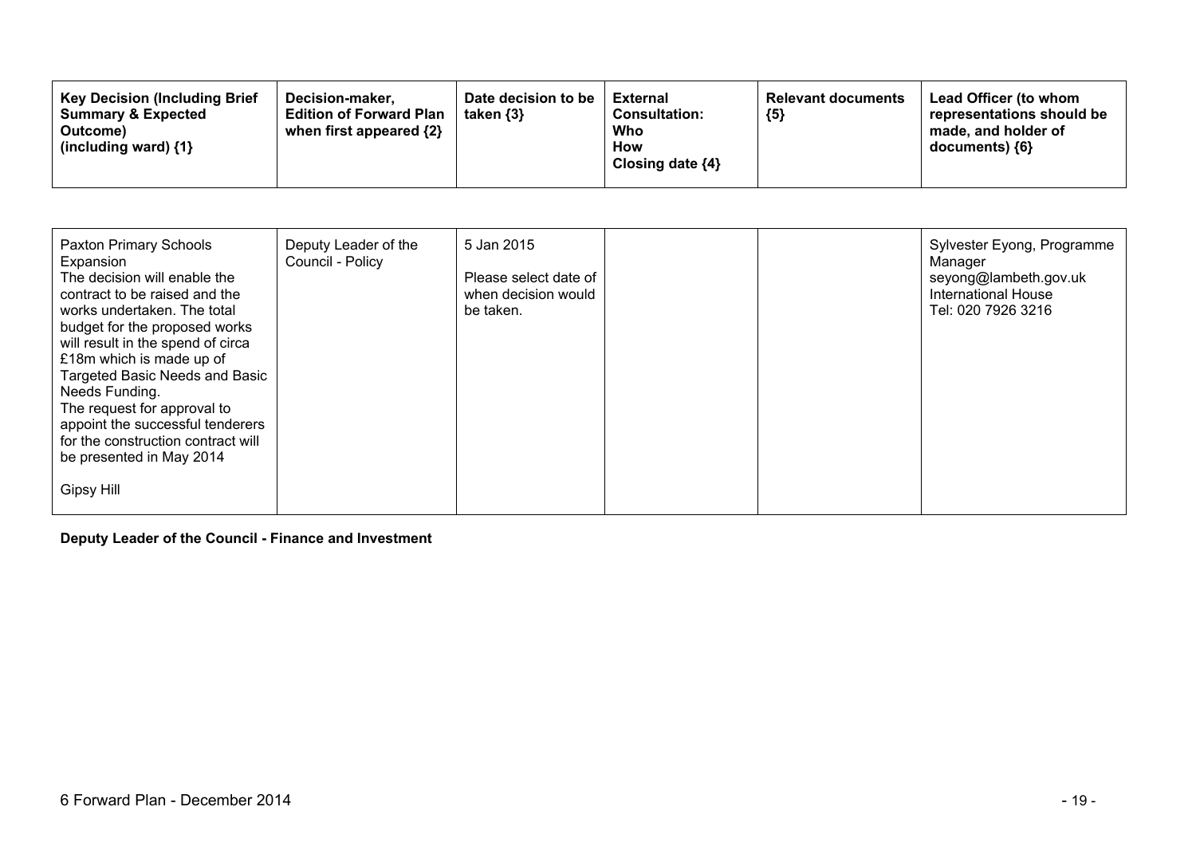| Key Decision (Including Brief Summary & Expected Outcome) (including ward) {1} | Decision-maker, Edition of Forward Plan when first appeared {2} | Date decision to be taken {3} | External Consultation: Who How Closing date {4} | Relevant documents {5} | Lead Officer (to whom representations should be made, and holder of documents) {6} |
|---|---|---|---|---|---|
| Paxton Primary Schools Expansion<br>The decision will enable the contract to be raised and the works undertaken. The total budget for the proposed works will result in the spend of circa £18m which is made up of Targeted Basic Needs and Basic Needs Funding.<br>The request for approval to appoint the successful tenderers for the construction contract will be presented in May 2014<br><br>Gipsy Hill | Deputy Leader of the Council - Policy | 5 Jan 2015<br><br>Please select date of when decision would be taken. | | | Sylvester Eyong, Programme Manager<br>seyong@lambeth.gov.uk<br>International House<br>Tel: 020 7926 3216 |

**Deputy Leader of the Council - Finance and Investment**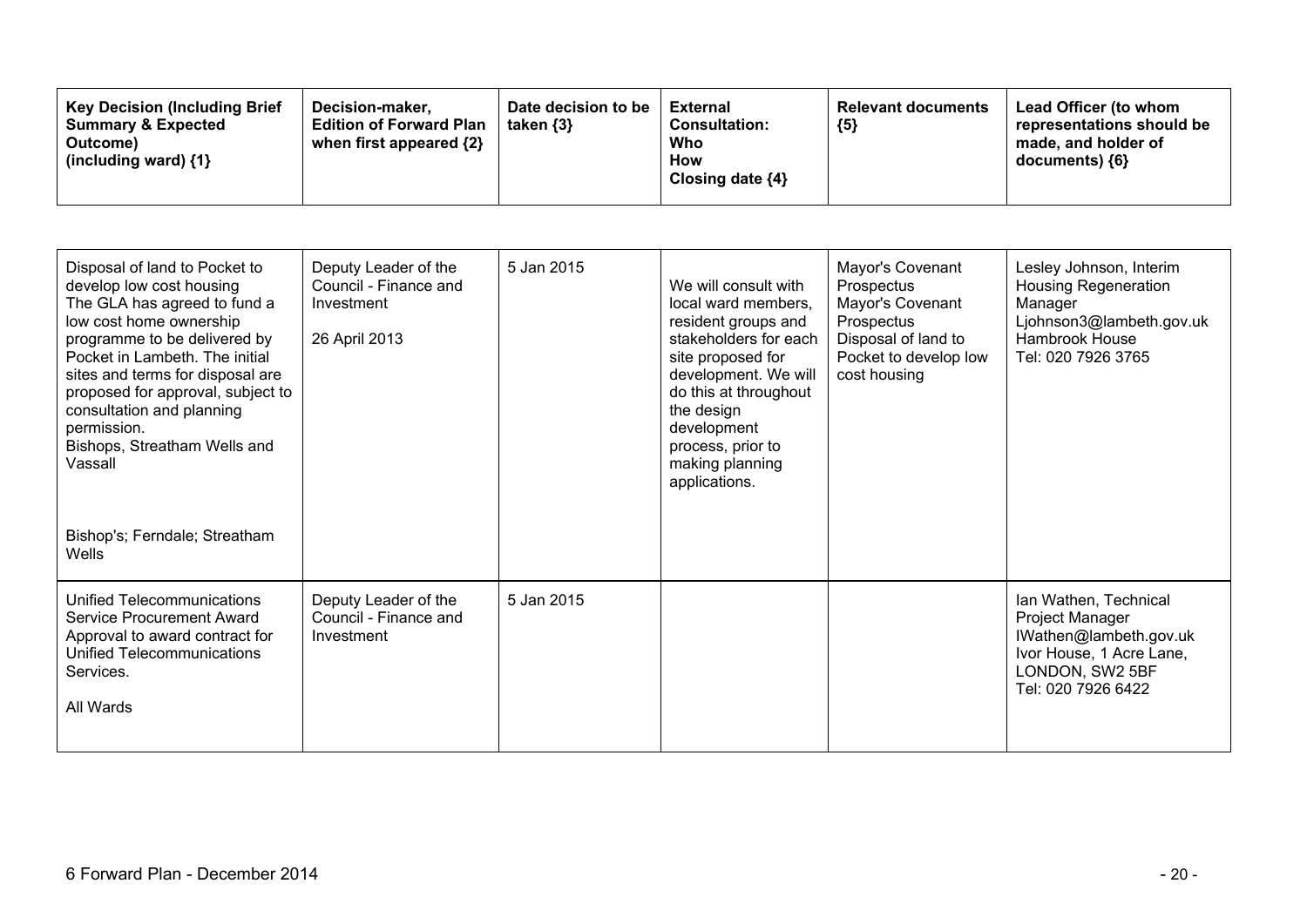| Key Decision (Including Brief Summary & Expected Outcome) (including ward) {1} | Decision-maker, Edition of Forward Plan when first appeared {2} | Date decision to be taken {3} | External Consultation: Who How Closing date {4} | Relevant documents {5} | Lead Officer (to whom representations should be made, and holder of documents) {6} |
|---|---|---|---|---|---|
| Disposal of land to Pocket to develop low cost housing<br>The GLA has agreed to fund a low cost home ownership programme to be delivered by Pocket in Lambeth. The initial sites and terms for disposal are proposed for approval, subject to consultation and planning permission.<br>Bishops, Streatham Wells and Vassall<br><br>Bishop's; Ferndale; Streatham Wells | Deputy Leader of the Council - Finance and Investment<br><br>26 April 2013 | 5 Jan 2015 | We will consult with local ward members, resident groups and stakeholders for each site proposed for development. We will do this at throughout the design development process, prior to making planning applications. | Mayor's Covenant Prospectus<br>Mayor's Covenant Prospectus<br>Disposal of land to Pocket to develop low cost housing | Lesley Johnson, Interim Housing Regeneration Manager<br>Ljohnson3@lambeth.gov.uk<br>Hambrook House<br>Tel: 020 7926 3765 |
| Unified Telecommunications Service Procurement Award<br>Approval to award contract for Unified Telecommunications Services.<br><br>All Wards | Deputy Leader of the Council - Finance and Investment | 5 Jan 2015 | | | Ian Wathen, Technical Project Manager<br>IWathen@lambeth.gov.uk<br>Ivor House, 1 Acre Lane, LONDON, SW2 5BF<br>Tel: 020 7926 6422 |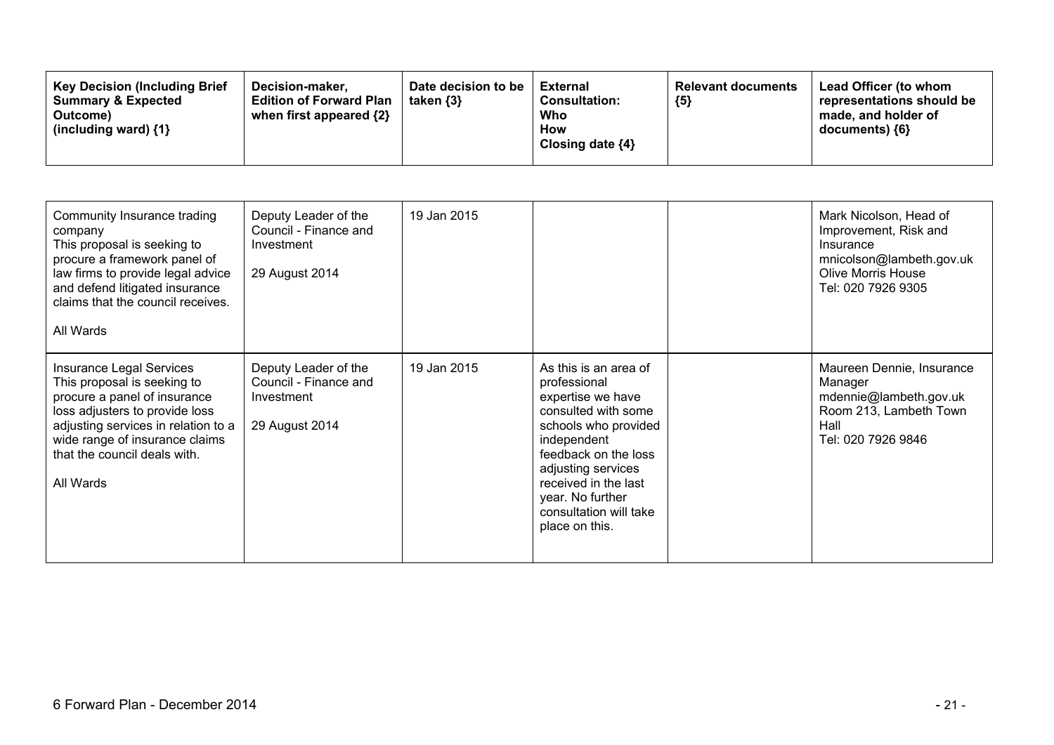| Key Decision (Including Brief Summary & Expected Outcome) (including ward) {1} | Decision-maker, Edition of Forward Plan when first appeared {2} | Date decision to be taken {3} | External Consultation: Who How Closing date {4} | Relevant documents {5} | Lead Officer (to whom representations should be made, and holder of documents) {6} |
|---|---|---|---|---|---|
| Community Insurance trading company<br>This proposal is seeking to procure a framework panel of law firms to provide legal advice and defend litigated insurance claims that the council receives.<br><br>All Wards | Deputy Leader of the Council - Finance and Investment<br><br>29 August 2014 | 19 Jan 2015 | | | Mark Nicolson, Head of Improvement, Risk and Insurance<br>mnicolson@lambeth.gov.uk<br>Olive Morris House<br>Tel: 020 7926 9305 |
| Insurance Legal Services<br>This proposal is seeking to procure a panel of insurance loss adjusters to provide loss adjusting services in relation to a wide range of insurance claims that the council deals with.<br><br>All Wards | Deputy Leader of the Council - Finance and Investment<br><br>29 August 2014 | 19 Jan 2015 | As this is an area of professional expertise we have consulted with some schools who provided independent feedback on the loss adjusting services received in the last year. No further consultation will take place on this. | | Maureen Dennie, Insurance Manager<br>mdennie@lambeth.gov.uk<br>Room 213, Lambeth Town Hall<br>Tel: 020 7926 9846 |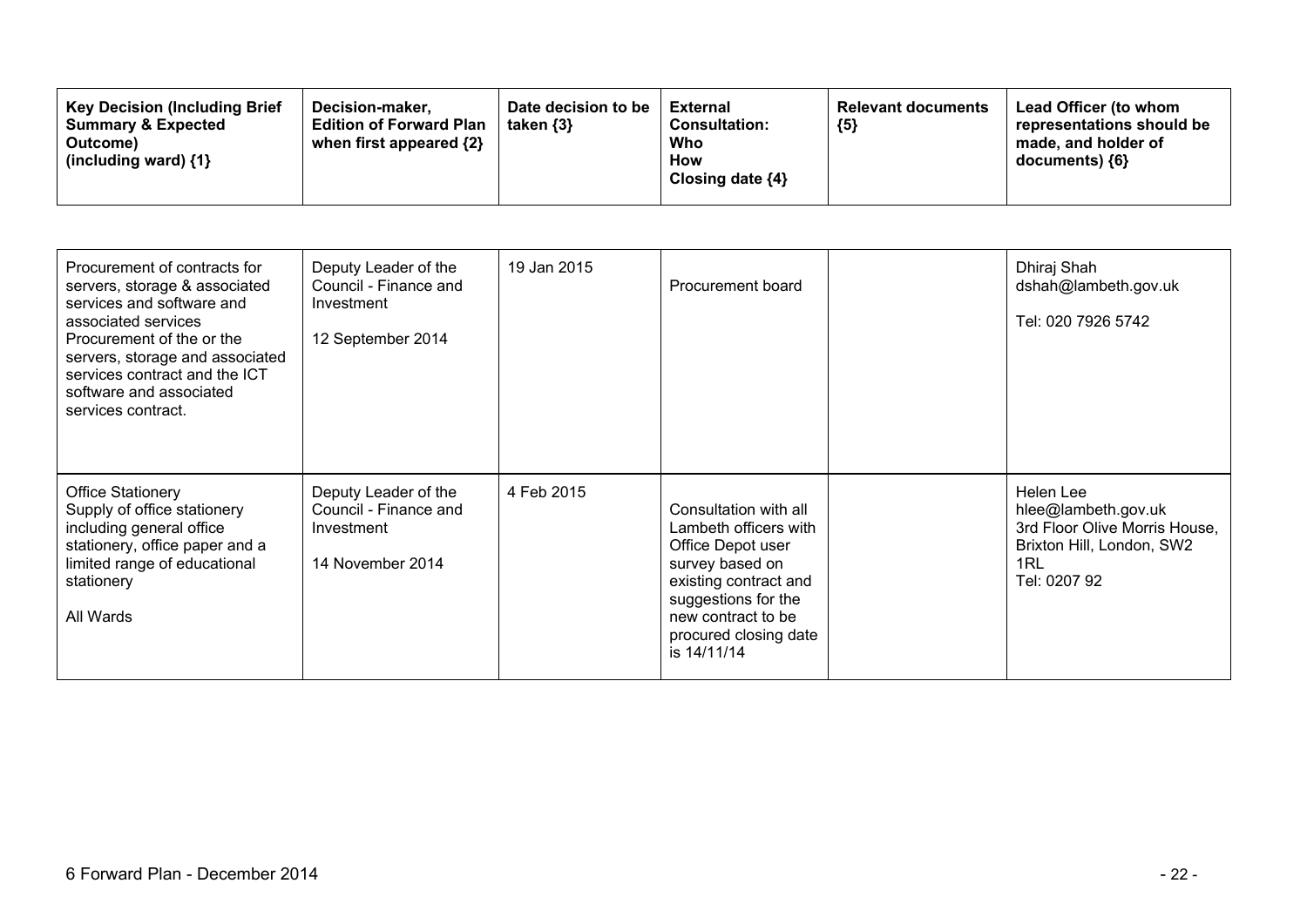| Key Decision (Including Brief Summary & Expected Outcome) (including ward) {1} | Decision-maker, Edition of Forward Plan when first appeared {2} | Date decision to be taken {3} | External Consultation: Who How Closing date {4} | Relevant documents {5} | Lead Officer (to whom representations should be made, and holder of documents) {6} |
|---|---|---|---|---|---|
| Procurement of contracts for servers, storage & associated services and software and associated services<br>Procurement of the or the servers, storage and associated services contract and the ICT software and associated services contract. | Deputy Leader of the Council - Finance and Investment<br><br>12 September 2014 | 19 Jan 2015 | Procurement board | | Dhiraj Shah<br>dshah@lambeth.gov.uk<br><br>Tel: 020 7926 5742 |
| Office Stationery<br>Supply of office stationery including general office stationery, office paper and a limited range of educational stationery<br><br>All Wards | Deputy Leader of the Council - Finance and Investment<br><br>14 November 2014 | 4 Feb 2015 | Consultation with all Lambeth officers with Office Depot user survey based on existing contract and suggestions for the new contract to be procured closing date is 14/11/14 | | Helen Lee<br>hlee@lambeth.gov.uk<br>3rd Floor Olive Morris House, Brixton Hill, London, SW2 1RL<br>Tel: 0207 92 |

6 Forward Plan - December 2014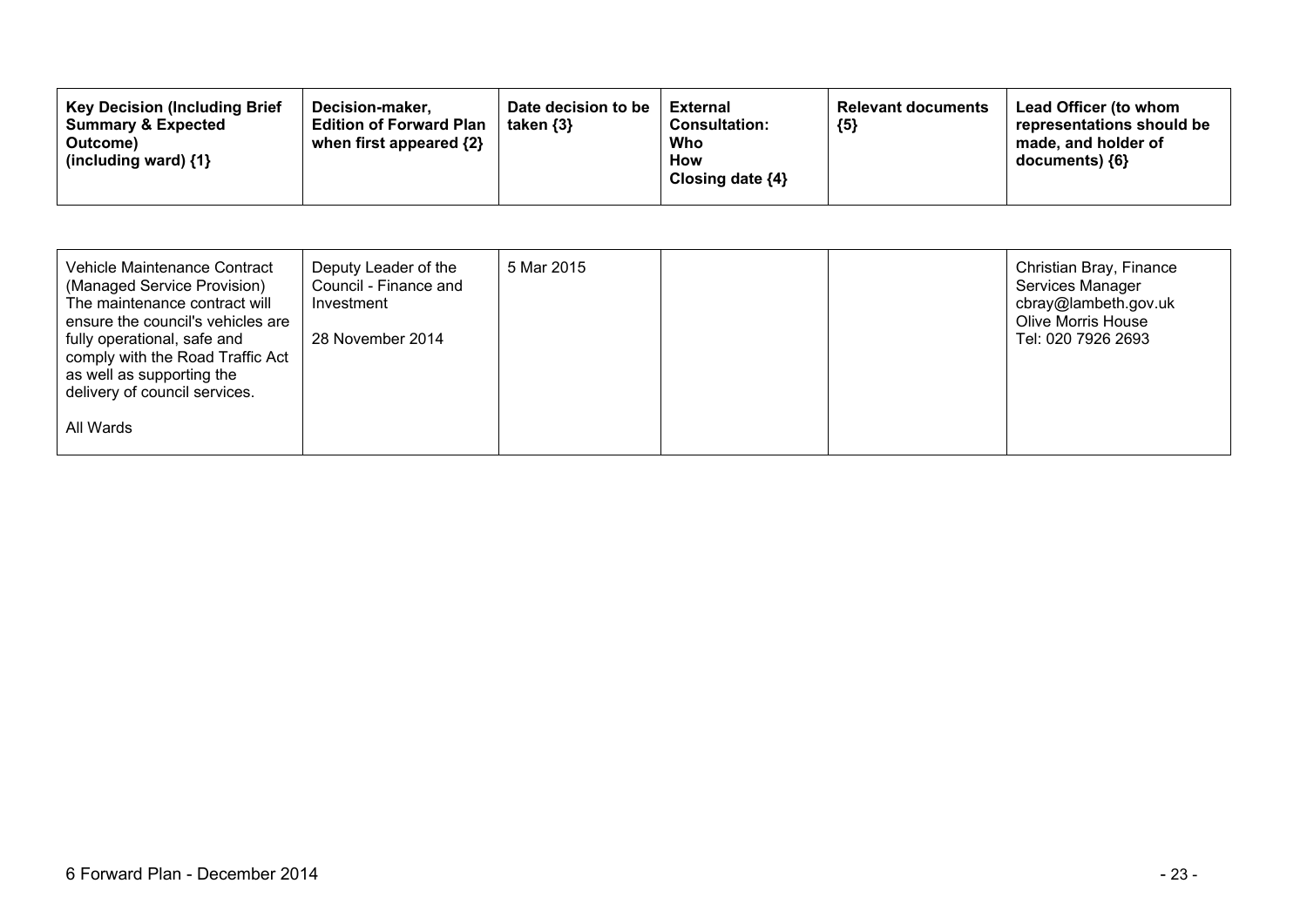| Key Decision (Including Brief Summary & Expected Outcome) (including ward) {1} | Decision-maker, Edition of Forward Plan when first appeared {2} | Date decision to be taken {3} | External Consultation: Who How Closing date {4} | Relevant documents {5} | Lead Officer (to whom representations should be made, and holder of documents) {6} |
|---|---|---|---|---|---|
| Vehicle Maintenance Contract (Managed Service Provision) The maintenance contract will ensure the council's vehicles are fully operational, safe and comply with the Road Traffic Act as well as supporting the delivery of council services.<br><br>All Wards | Deputy Leader of the Council - Finance and Investment<br><br>28 November 2014 | 5 Mar 2015 | | | Christian Bray, Finance Services Manager<br>cbray@lambeth.gov.uk<br>Olive Morris House<br>Tel: 020 7926 2693 |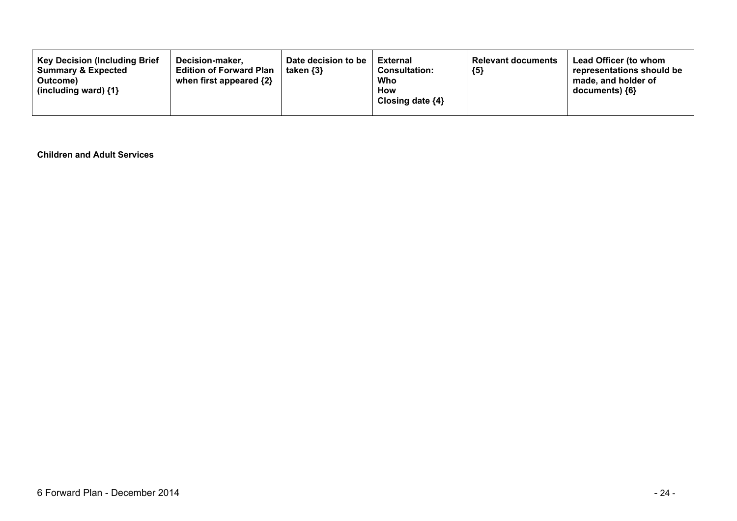| Key Decision (Including Brief Summary & Expected Outcome) (including ward) {1} | Decision-maker, Edition of Forward Plan when first appeared {2} | Date decision to be taken {3} | External Consultation: Who How Closing date {4} | Relevant documents {5} | Lead Officer (to whom representations should be made, and holder of documents) {6} |
| --- | --- | --- | --- | --- | --- |

**Children and Adult Services**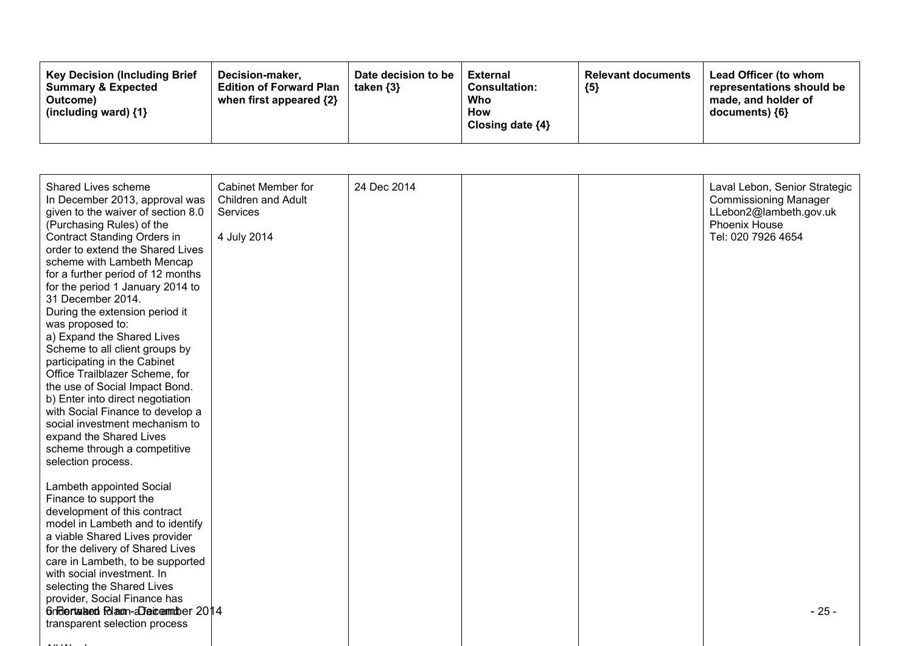| Key Decision (Including Brief Summary & Expected Outcome) (including ward) {1} | Decision-maker, Edition of Forward Plan when first appeared {2} | Date decision to be taken {3} | External Consultation: Who How Closing date {4} | Relevant documents {5} | Lead Officer (to whom representations should be made, and holder of documents) {6} |
|---|---|---|---|---|---|
| Shared Lives scheme<br>In December 2013, approval was given to the waiver of section 8.0 (Purchasing Rules) of the Contract Standing Orders in order to extend the Shared Lives scheme with Lambeth Mencap for a further period of 12 months for the period 1 January 2014 to 31 December 2014.<br>During the extension period it was proposed to:<br>a) Expand the Shared Lives Scheme to all client groups by participating in the Cabinet Office Trailblazer Scheme, for the use of Social Impact Bond.<br>b) Enter into direct negotiation with Social Finance to develop a social investment mechanism to expand the Shared Lives scheme through a competitive selection process.<br><br>Lambeth appointed Social Finance to support the development of this contract model in Lambeth and to identify a viable Shared Lives provider for the delivery of Shared Lives care in Lambeth, to be supported with social investment. In selecting the Shared Lives provider, Social Finance has undertaken to run a fair and transparent selection process | Cabinet Member for Children and Adult Services<br><br>4 July 2014 | 24 Dec 2014 | | | Laval Lebon, Senior Strategic Commissioning Manager<br>LLebon2@lambeth.gov.uk<br>Phoenix House<br>Tel: 020 7926 4654 |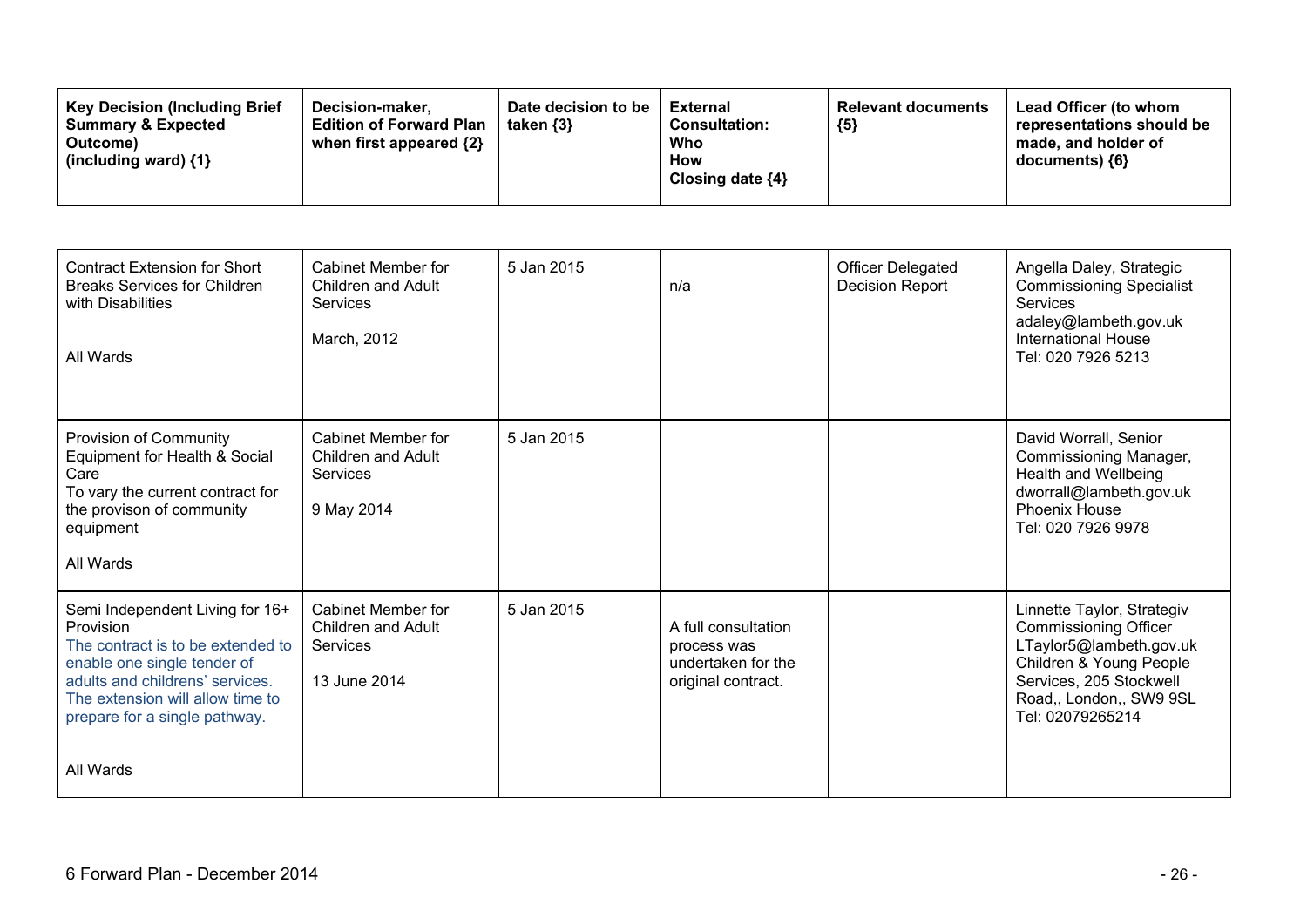| Key Decision (Including Brief Summary & Expected Outcome) (including ward) {1} | Decision-maker, Edition of Forward Plan when first appeared {2} | Date decision to be taken {3} | External Consultation: Who How Closing date {4} | Relevant documents {5} | Lead Officer (to whom representations should be made, and holder of documents) {6} |
|---|---|---|---|---|---|
| Contract Extension for Short Breaks Services for Children with Disabilities<br><br>All Wards | Cabinet Member for Children and Adult Services<br><br>March, 2012 | 5 Jan 2015 | n/a | Officer Delegated Decision Report | Angella Daley, Strategic Commissioning Specialist Services<br>adaley@lambeth.gov.uk<br>International House<br>Tel: 020 7926 5213 |
| Provision of Community Equipment for Health & Social Care<br>To vary the current contract for the provison of community equipment<br><br>All Wards | Cabinet Member for Children and Adult Services<br><br>9 May 2014 | 5 Jan 2015 | | | David Worrall, Senior Commissioning Manager, Health and Wellbeing<br>dworrall@lambeth.gov.uk<br>Phoenix House<br>Tel: 020 7926 9978 |
| Semi Independent Living for 16+ Provision<br>The contract is to be extended to enable one single tender of adults and childrens' services. The extension will allow time to prepare for a single pathway.<br><br>All Wards | Cabinet Member for Children and Adult Services<br><br>13 June 2014 | 5 Jan 2015 | A full consultation process was undertaken for the original contract. | | Linnette Taylor, Strategiv Commissioning Officer<br>LTaylor5@lambeth.gov.uk<br>Children & Young People Services, 205 Stockwell Road,, London,, SW9 9SL<br>Tel: 02079265214 |

6 Forward Plan - December 2014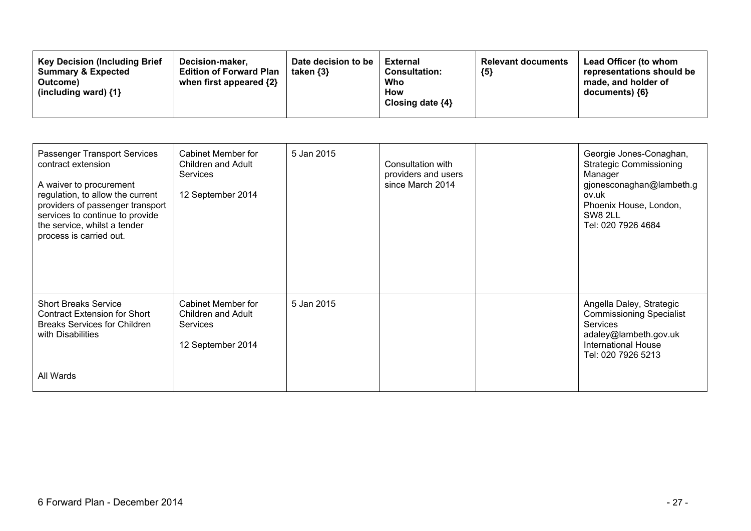| Key Decision (Including Brief Summary & Expected Outcome) (including ward) {1} | Decision-maker, Edition of Forward Plan when first appeared {2} | Date decision to be taken {3} | External Consultation: Who How Closing date {4} | Relevant documents {5} | Lead Officer (to whom representations should be made, and holder of documents) {6} |
|---|---|---|---|---|---|
| Passenger Transport Services contract extension<br><br>A waiver to procurement regulation, to allow the current providers of passenger transport services to continue to provide the service, whilst a tender process is carried out. | Cabinet Member for Children and Adult Services<br><br>12 September 2014 | 5 Jan 2015 | Consultation with providers and users since March 2014 | | Georgie Jones-Conaghan, Strategic Commissioning Manager gjonesconaghan@lambeth.gov.uk Phoenix House, London, SW8 2LL Tel: 020 7926 4684 |
| Short Breaks Service Contract Extension for Short Breaks Services for Children with Disabilities<br><br>All Wards | Cabinet Member for Children and Adult Services<br><br>12 September 2014 | 5 Jan 2015 | | | Angella Daley, Strategic Commissioning Specialist Services adaley@lambeth.gov.uk International House Tel: 020 7926 5213 |

6 Forward Plan - December 2014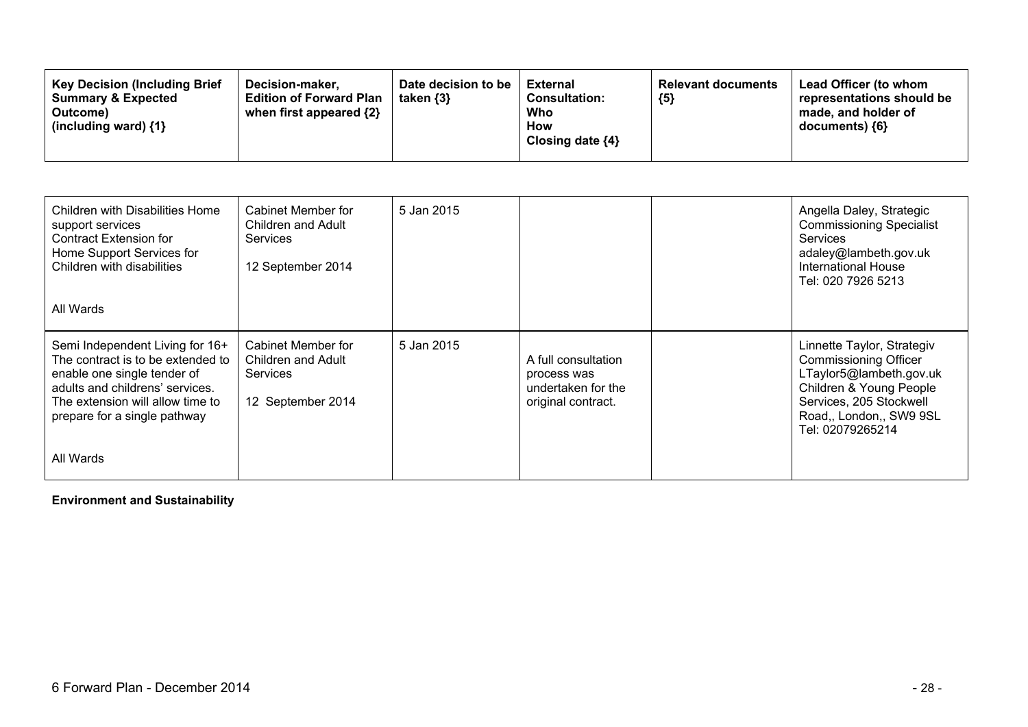| Key Decision (Including Brief Summary & Expected Outcome) (including ward) {1} | Decision-maker, Edition of Forward Plan when first appeared {2} | Date decision to be taken {3} | External Consultation: Who How Closing date {4} | Relevant documents {5} | Lead Officer (to whom representations should be made, and holder of documents) {6} |
|---|---|---|---|---|---|
| Children with Disabilities Home support services<br>Contract Extension for Home Support Services for Children with disabilities<br><br>All Wards | Cabinet Member for Children and Adult Services<br><br>12 September 2014 | 5 Jan 2015 | | | Angella Daley, Strategic Commissioning Specialist Services<br>adaley@lambeth.gov.uk<br>International House<br>Tel: 020 7926 5213 |
| Semi Independent Living for 16+<br>The contract is to be extended to enable one single tender of adults and childrens' services. The extension will allow time to prepare for a single pathway<br><br>All Wards | Cabinet Member for Children and Adult Services<br><br>12 September 2014 | 5 Jan 2015 | A full consultation process was undertaken for the original contract. | | Linnette Taylor, Strategiv Commissioning Officer<br>LTaylor5@lambeth.gov.uk<br>Children & Young People Services, 205 Stockwell Road,, London,, SW9 9SL<br>Tel: 02079265214 |

**Environment and Sustainability**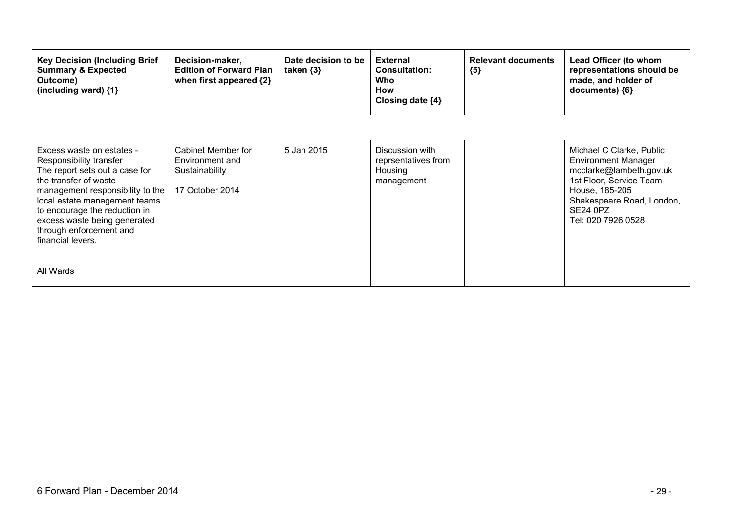| Key Decision (Including Brief Summary & Expected Outcome) (including ward) {1} | Decision-maker, Edition of Forward Plan when first appeared {2} | Date decision to be taken {3} | External Consultation: Who How Closing date {4} | Relevant documents {5} | Lead Officer (to whom representations should be made, and holder of documents) {6} |
|---|---|---|---|---|---|
| Excess waste on estates - Responsibility transfer<br>The report sets out a case for the transfer of waste management responsibility to the local estate management teams to encourage the reduction in excess waste being generated through enforcement and financial levers.<br><br>All Wards | Cabinet Member for Environment and Sustainability<br><br>17 October 2014 | 5 Jan 2015 | Discussion with reprsentatives from Housing management | | Michael C Clarke, Public Environment Manager<br>mcclarke@lambeth.gov.uk<br>1st Floor, Service Team House, 185-205 Shakespeare Road, London, SE24 0PZ<br>Tel: 020 7926 0528 |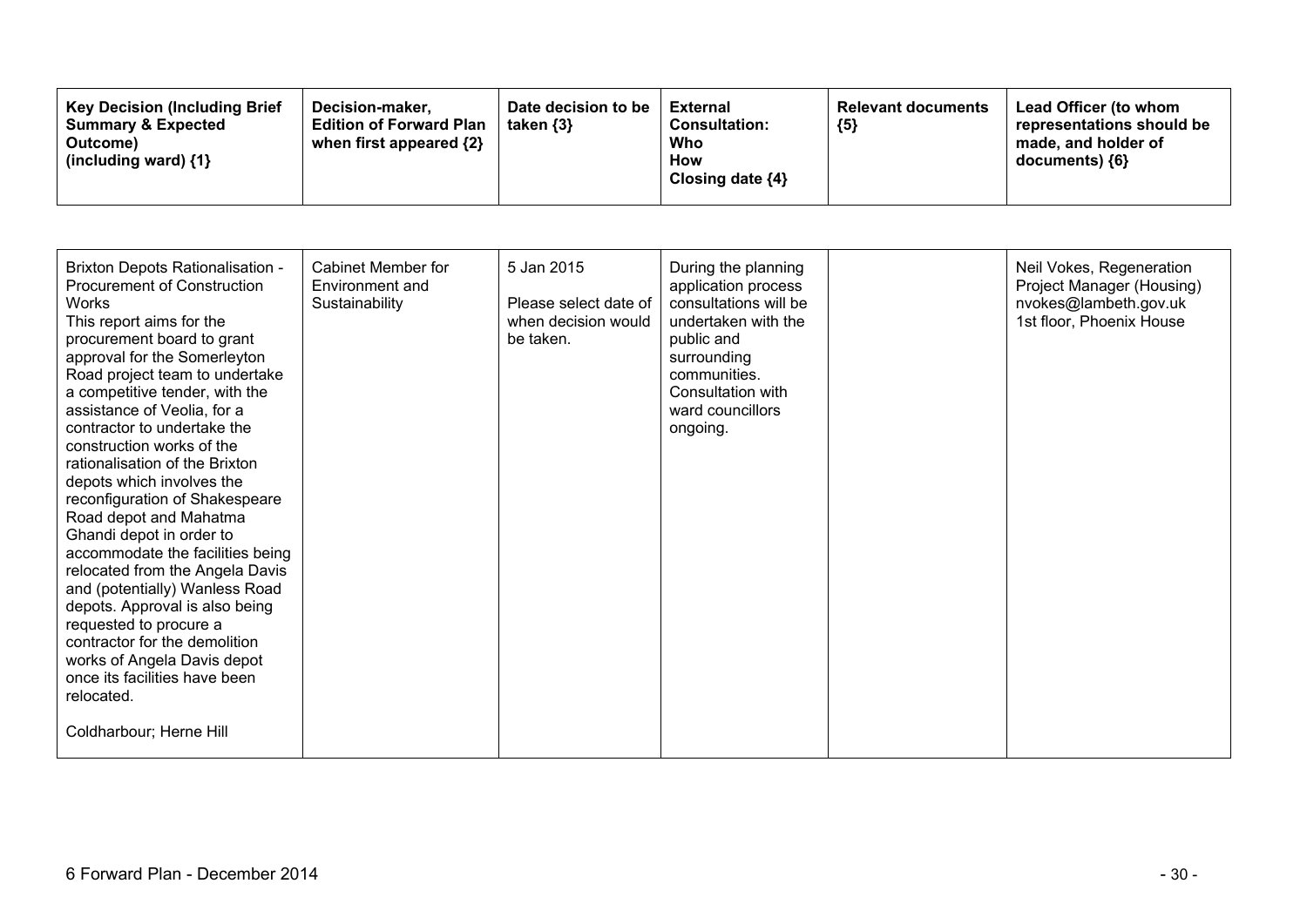| Key Decision (Including Brief Summary & Expected Outcome) (including ward) {1} | Decision-maker, Edition of Forward Plan when first appeared {2} | Date decision to be taken {3} | External Consultation: Who How Closing date {4} | Relevant documents {5} | Lead Officer (to whom representations should be made, and holder of documents) {6} |
|---|---|---|---|---|---|
| Brixton Depots Rationalisation - Procurement of Construction Works<br>This report aims for the procurement board to grant approval for the Somerleyton Road project team to undertake a competitive tender, with the assistance of Veolia, for a contractor to undertake the construction works of the rationalisation of the Brixton depots which involves the reconfiguration of Shakespeare Road depot and Mahatma Ghandi depot in order to accommodate the facilities being relocated from the Angela Davis and (potentially) Wanless Road depots. Approval is also being requested to procure a contractor for the demolition works of Angela Davis depot once its facilities have been relocated.<br><br>Coldharbour; Herne Hill | Cabinet Member for Environment and Sustainability | 5 Jan 2015<br><br>Please select date of when decision would be taken. | During the planning application process consultations will be undertaken with the public and surrounding communities. Consultation with ward councillors ongoing. | | Neil Vokes, Regeneration Project Manager (Housing)<br>nvokes@lambeth.gov.uk<br>1st floor, Phoenix House |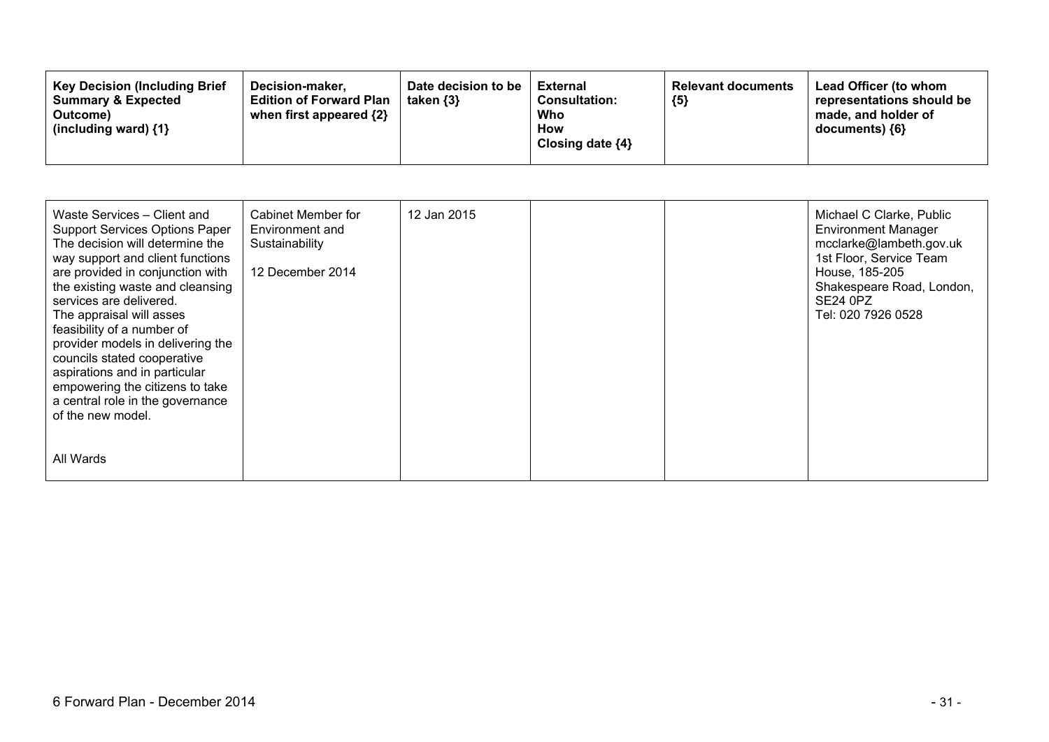| Key Decision (Including Brief Summary & Expected Outcome) (including ward) {1} | Decision-maker, Edition of Forward Plan when first appeared {2} | Date decision to be taken {3} | External Consultation: Who How Closing date {4} | Relevant documents {5} | Lead Officer (to whom representations should be made, and holder of documents) {6} |
|---|---|---|---|---|---|
| Waste Services – Client and Support Services Options Paper<br>The decision will determine the way support and client functions are provided in conjunction with the existing waste and cleansing services are delivered.<br>The appraisal will asses feasibility of a number of provider models in delivering the councils stated cooperative aspirations and in particular empowering the citizens to take a central role in the governance of the new model.<br><br>All Wards | Cabinet Member for Environment and Sustainability<br><br>12 December 2014 | 12 Jan 2015 | | | Michael C Clarke, Public Environment Manager<br>mcclarke@lambeth.gov.uk<br>1st Floor, Service Team House, 185-205 Shakespeare Road, London, SE24 0PZ<br>Tel: 020 7926 0528 |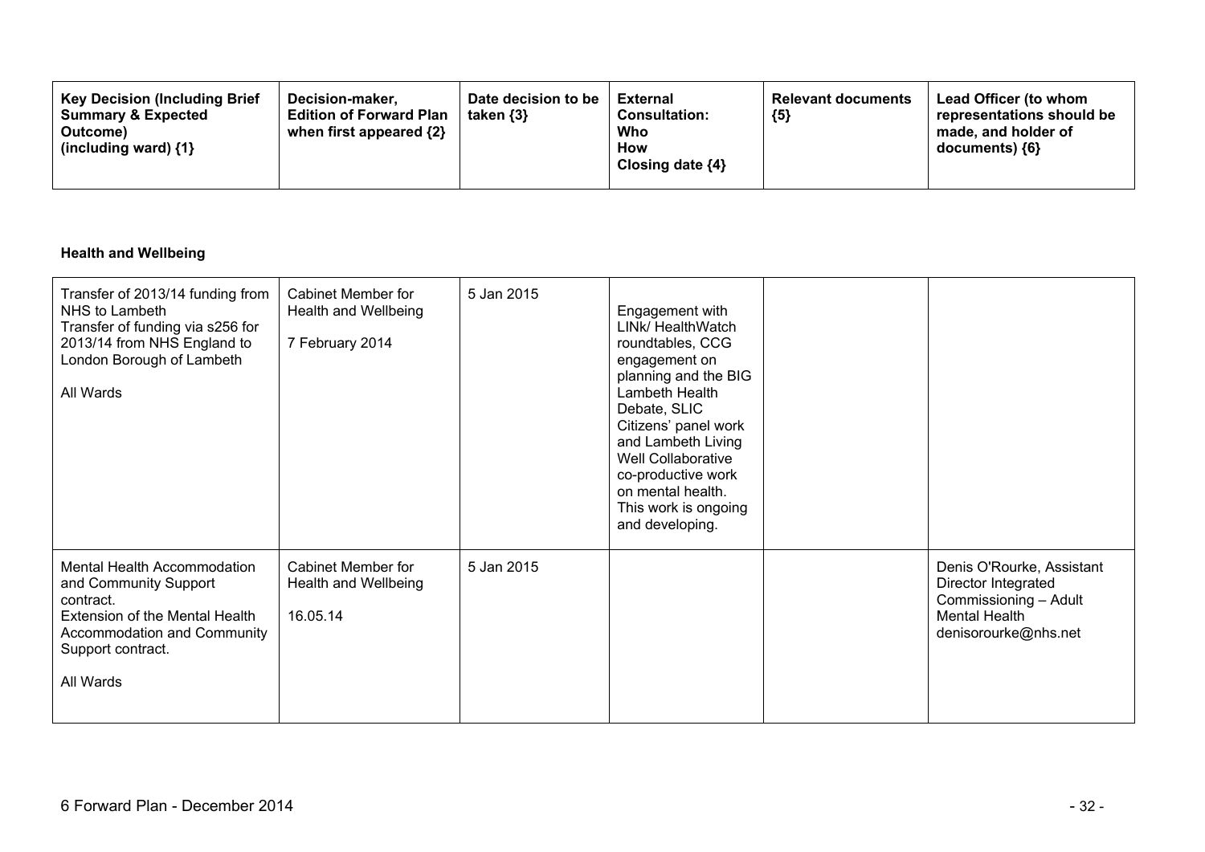| Key Decision (Including Brief Summary & Expected Outcome) (including ward) {1} | Decision-maker, Edition of Forward Plan when first appeared {2} | Date decision to be taken {3} | External Consultation: Who How Closing date {4} | Relevant documents {5} | Lead Officer (to whom representations should be made, and holder of documents) {6} |
|---|---|---|---|---|---|

### Health and Wellbeing

| Key Decision (Including Brief Summary & Expected Outcome) (including ward) {1} | Decision-maker, Edition of Forward Plan when first appeared {2} | Date decision to be taken {3} | External Consultation: Who How Closing date {4} | Relevant documents {5} | Lead Officer (to whom representations should be made, and holder of documents) {6} |
|---|---|---|---|---|---|
| Transfer of 2013/14 funding from NHS to Lambeth<br>Transfer of funding via s256 for 2013/14 from NHS England to London Borough of Lambeth<br><br>All Wards | Cabinet Member for Health and Wellbeing<br><br>7 February 2014 | 5 Jan 2015 | Engagement with LINk/ HealthWatch roundtables, CCG engagement on planning and the BIG Lambeth Health Debate, SLIC Citizens' panel work and Lambeth Living Well Collaborative co-productive work on mental health. This work is ongoing and developing. | | |
| Mental Health Accommodation and Community Support contract.<br>Extension of the Mental Health Accommodation and Community Support contract.<br><br>All Wards | Cabinet Member for Health and Wellbeing<br><br>16.05.14 | 5 Jan 2015 | | | Denis O'Rourke, Assistant Director Integrated Commissioning – Adult Mental Health<br>denisorourke@nhs.net |

6 Forward Plan - December 2014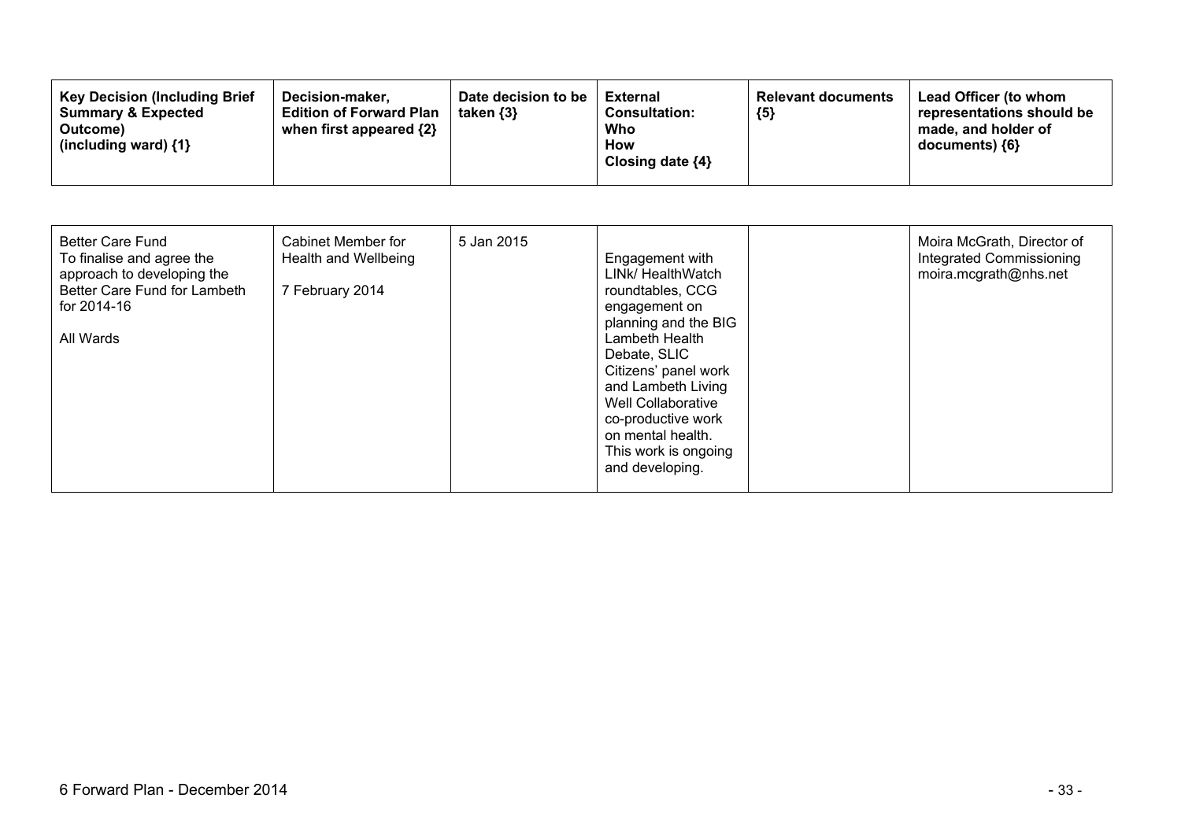| Key Decision (Including Brief Summary & Expected Outcome) (including ward) {1} | Decision-maker, Edition of Forward Plan when first appeared {2} | Date decision to be taken {3} | External Consultation: Who How Closing date {4} | Relevant documents {5} | Lead Officer (to whom representations should be made, and holder of documents) {6} |
|---|---|---|---|---|---|
| Better Care Fund<br>To finalise and agree the approach to developing the Better Care Fund for Lambeth for 2014-16<br><br>All Wards | Cabinet Member for Health and Wellbeing<br><br>7 February 2014 | 5 Jan 2015 | Engagement with LINk/ HealthWatch roundtables, CCG engagement on planning and the BIG Lambeth Health Debate, SLIC Citizens' panel work and Lambeth Living Well Collaborative co-productive work on mental health. This work is ongoing and developing. | | Moira McGrath, Director of Integrated Commissioning<br>moira.mcgrath@nhs.net |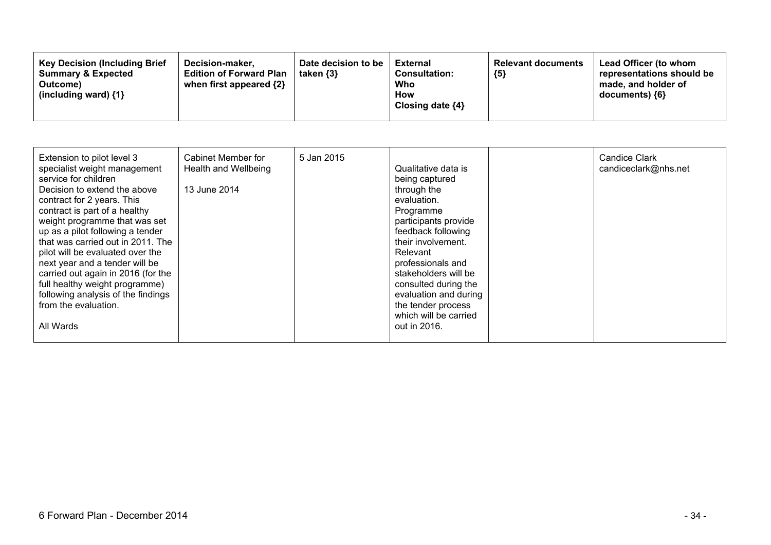| Key Decision (Including Brief Summary & Expected Outcome) (including ward) {1} | Decision-maker, Edition of Forward Plan when first appeared {2} | Date decision to be taken {3} | External Consultation: Who How Closing date {4} | Relevant documents {5} | Lead Officer (to whom representations should be made, and holder of documents) {6} |
|---|---|---|---|---|---|
| Extension to pilot level 3 specialist weight management service for children<br>Decision to extend the above contract for 2 years. This contract is part of a healthy weight programme that was set up as a pilot following a tender that was carried out in 2011. The pilot will be evaluated over the next year and a tender will be carried out again in 2016 (for the full healthy weight programme) following analysis of the findings from the evaluation.<br><br>All Wards | Cabinet Member for Health and Wellbeing<br><br>13 June 2014 | 5 Jan 2015 | Qualitative data is being captured through the evaluation. Programme participants provide feedback following their involvement. Relevant professionals and stakeholders will be consulted during the evaluation and during the tender process which will be carried out in 2016. | | Candice Clark<br>candiceclark@nhs.net |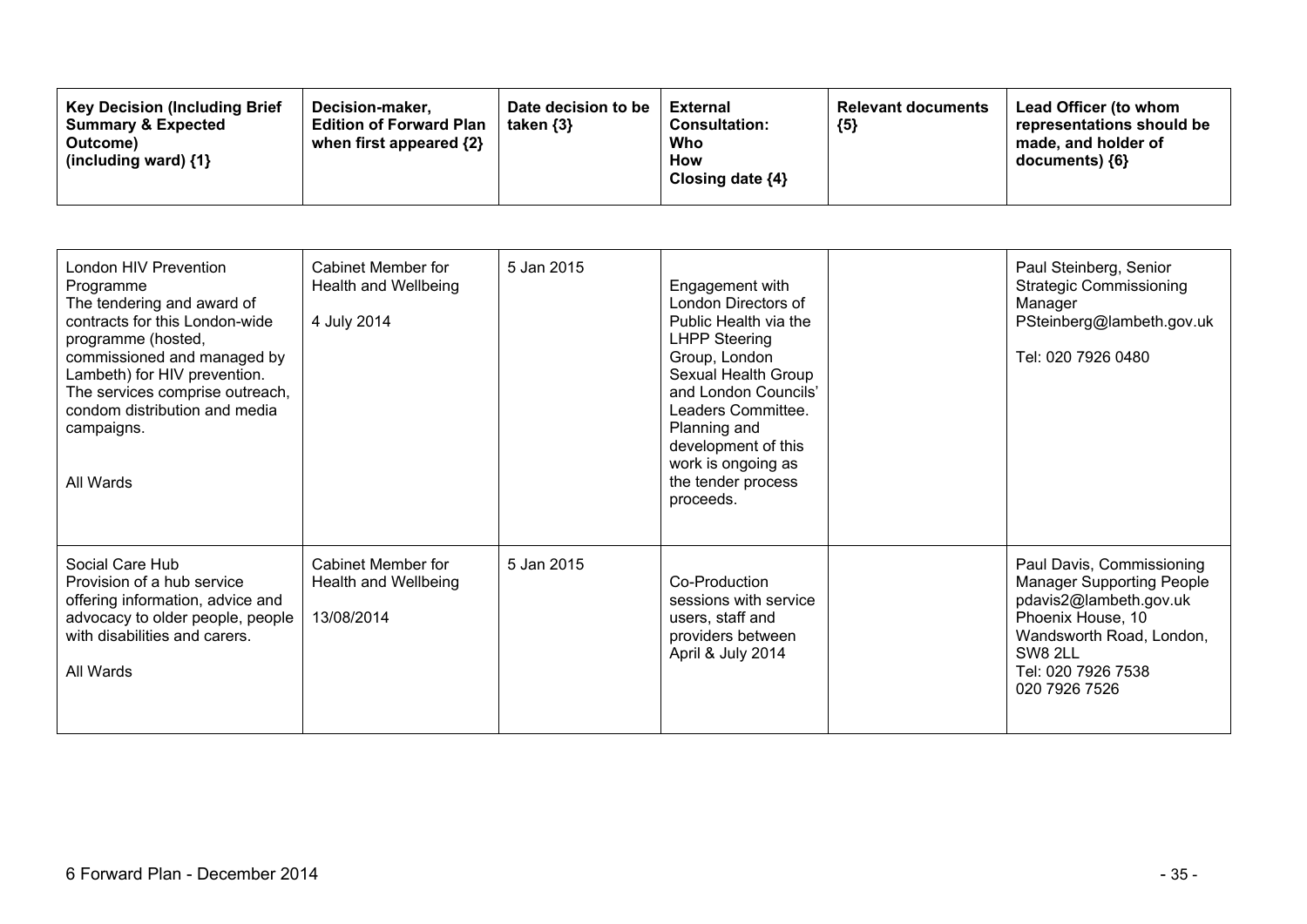| Key Decision (Including Brief Summary & Expected Outcome) (including ward) {1} | Decision-maker, Edition of Forward Plan when first appeared {2} | Date decision to be taken {3} | External Consultation: Who How Closing date {4} | Relevant documents {5} | Lead Officer (to whom representations should be made, and holder of documents) {6} |
|---|---|---|---|---|---|
| London HIV Prevention Programme<br>The tendering and award of contracts for this London-wide programme (hosted, commissioned and managed by Lambeth) for HIV prevention. The services comprise outreach, condom distribution and media campaigns.<br><br>All Wards | Cabinet Member for Health and Wellbeing<br><br>4 July 2014 | 5 Jan 2015 | Engagement with London Directors of Public Health via the LHPP Steering Group, London Sexual Health Group and London Councils' Leaders Committee. Planning and development of this work is ongoing as the tender process proceeds. | | Paul Steinberg, Senior Strategic Commissioning Manager<br>PSteinberg@lambeth.gov.uk<br><br>Tel: 020 7926 0480 |
| Social Care Hub<br>Provision of a hub service offering information, advice and advocacy to older people, people with disabilities and carers.<br><br>All Wards | Cabinet Member for Health and Wellbeing<br><br>13/08/2014 | 5 Jan 2015 | Co-Production sessions with service users, staff and providers between April & July 2014 | | Paul Davis, Commissioning Manager Supporting People<br>pdavis2@lambeth.gov.uk<br>Phoenix House, 10 Wandsworth Road, London, SW8 2LL<br>Tel: 020 7926 7538<br>020 7926 7526 |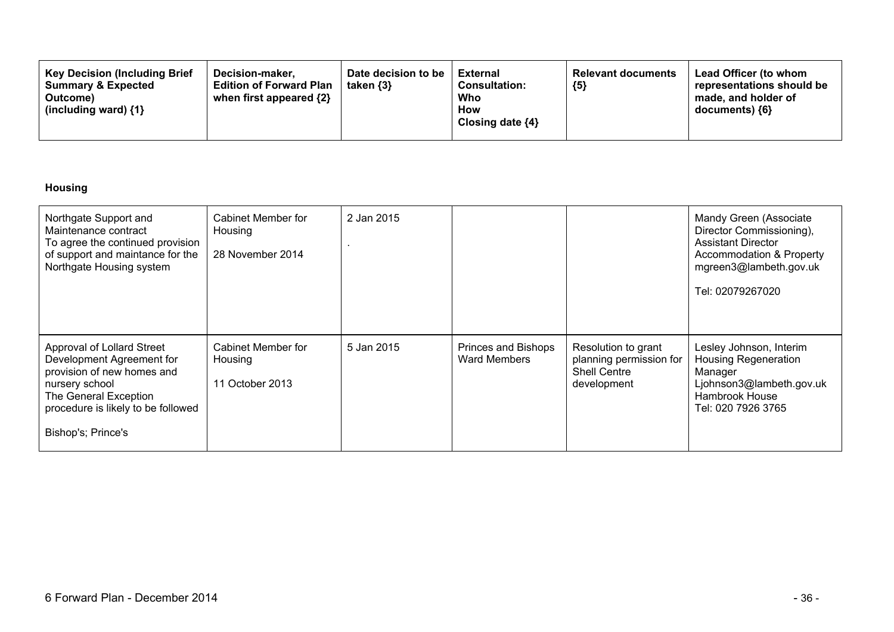| Key Decision (Including Brief Summary & Expected Outcome) (including ward) {1} | Decision-maker, Edition of Forward Plan when first appeared {2} | Date decision to be taken {3} | External Consultation: Who How Closing date {4} | Relevant documents {5} | Lead Officer (to whom representations should be made, and holder of documents) {6} |
|---|---|---|---|---|---|

### Housing

| Key Decision (Including Brief Summary & Expected Outcome) (including ward) {1} | Decision-maker, Edition of Forward Plan when first appeared {2} | Date decision to be taken {3} | External Consultation: Who How Closing date {4} | Relevant documents {5} | Lead Officer (to whom representations should be made, and holder of documents) {6} |
|---|---|---|---|---|---|
| Northgate Support and Maintenance contract<br>To agree the continued provision of support and maintance for the Northgate Housing system | Cabinet Member for Housing<br><br>28 November 2014 | 2 Jan 2015<br><br>. | | | Mandy Green (Associate Director Commissioning), Assistant Director Accommodation & Property<br>mgreen3@lambeth.gov.uk<br><br>Tel: 02079267020 |
| Approval of Lollard Street Development Agreement for provision of new homes and nursery school<br>The General Exception procedure is likely to be followed<br><br>Bishop's; Prince's | Cabinet Member for Housing<br><br>11 October 2013 | 5 Jan 2015 | Princes and Bishops Ward Members | Resolution to grant planning permission for Shell Centre development | Lesley Johnson, Interim Housing Regeneration Manager<br>Ljohnson3@lambeth.gov.uk<br>Hambrook House<br>Tel: 020 7926 3765 |

6 Forward Plan - December 2014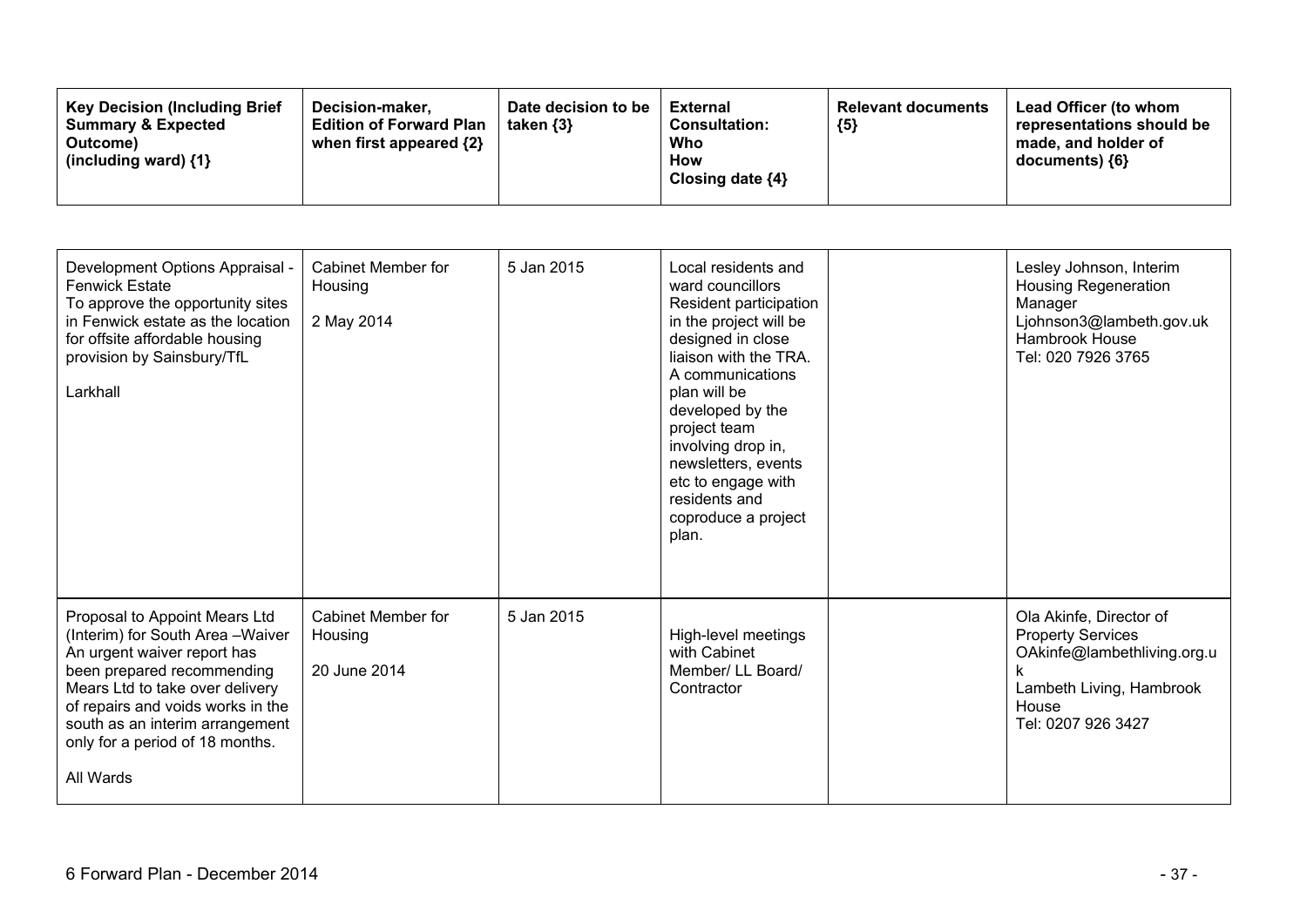| Key Decision (Including Brief Summary & Expected Outcome) (including ward) {1} | Decision-maker, Edition of Forward Plan when first appeared {2} | Date decision to be taken {3} | External Consultation: Who How Closing date {4} | Relevant documents {5} | Lead Officer (to whom representations should be made, and holder of documents) {6} |
|---|---|---|---|---|---|
| Development Options Appraisal - Fenwick Estate<br>To approve the opportunity sites in Fenwick estate as the location for offsite affordable housing provision by Sainsbury/TfL<br><br>Larkhall | Cabinet Member for Housing<br><br>2 May 2014 | 5 Jan 2015 | Local residents and ward councillors<br>Resident participation in the project will be designed in close liaison with the TRA. A communications plan will be developed by the project team involving drop in, newsletters, events etc to engage with residents and coproduce a project plan. | | Lesley Johnson, Interim Housing Regeneration Manager<br>Ljohnson3@lambeth.gov.uk<br>Hambrook House<br>Tel: 020 7926 3765 |
| Proposal to Appoint Mears Ltd (Interim) for South Area –Waiver<br>An urgent waiver report has been prepared recommending Mears Ltd to take over delivery of repairs and voids works in the south as an interim arrangement only for a period of 18 months.<br><br>All Wards | Cabinet Member for Housing<br><br>20 June 2014 | 5 Jan 2015 | High-level meetings with Cabinet Member/ LL Board/ Contractor | | Ola Akinfe, Director of Property Services<br>OAkinfe@lambethliving.org.uk<br>Lambeth Living, Hambrook House<br>Tel: 0207 926 3427 |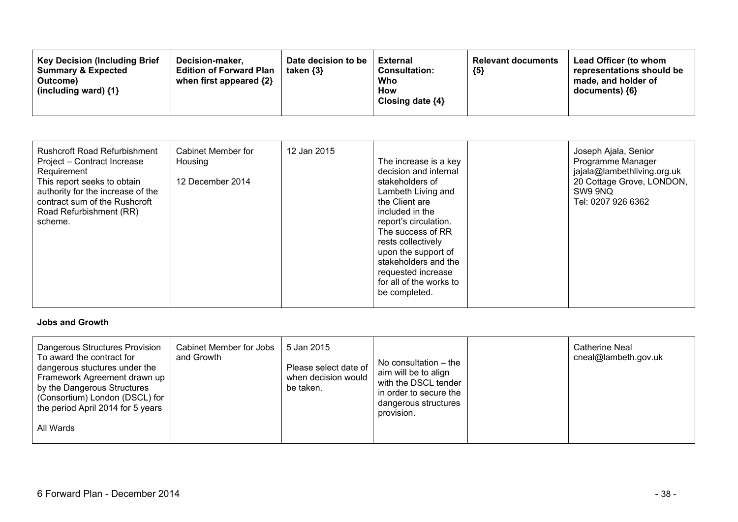| Key Decision (Including Brief Summary & Expected Outcome) (including ward) {1} | Decision-maker, Edition of Forward Plan when first appeared {2} | Date decision to be taken {3} | External Consultation: Who How Closing date {4} | Relevant documents {5} | Lead Officer (to whom representations should be made, and holder of documents) {6} |
|---|---|---|---|---|---|
| Rushcroft Road Refurbishment Project – Contract Increase Requirement<br>This report seeks to obtain authority for the increase of the contract sum of the Rushcroft Road Refurbishment (RR) scheme. | Cabinet Member for Housing<br><br>12 December 2014 | 12 Jan 2015 | The increase is a key decision and internal stakeholders of Lambeth Living and the Client are included in the report's circulation. The success of RR rests collectively upon the support of stakeholders and the requested increase for all of the works to be completed. | | Joseph Ajala, Senior Programme Manager<br>jajala@lambethliving.org.uk<br>20 Cottage Grove, LONDON, SW9 9NQ<br>Tel: 0207 926 6362 |

**Jobs and Growth**

| Key Decision (Including Brief Summary & Expected Outcome) (including ward) {1} | Decision-maker, Edition of Forward Plan when first appeared {2} | Date decision to be taken {3} | External Consultation: Who How Closing date {4} | Relevant documents {5} | Lead Officer (to whom representations should be made, and holder of documents) {6} |
|---|---|---|---|---|---|
| Dangerous Structures Provision<br>To award the contract for dangerous stuctures under the Framework Agreement drawn up by the Dangerous Structures (Consortium) London (DSCL) for the period April 2014 for 5 years<br><br>All Wards | Cabinet Member for Jobs and Growth | 5 Jan 2015<br><br>Please select date of when decision would be taken. | No consultation – the aim will be to align with the DSCL tender in order to secure the dangerous structures provision. | | Catherine Neal<br>cneal@lambeth.gov.uk |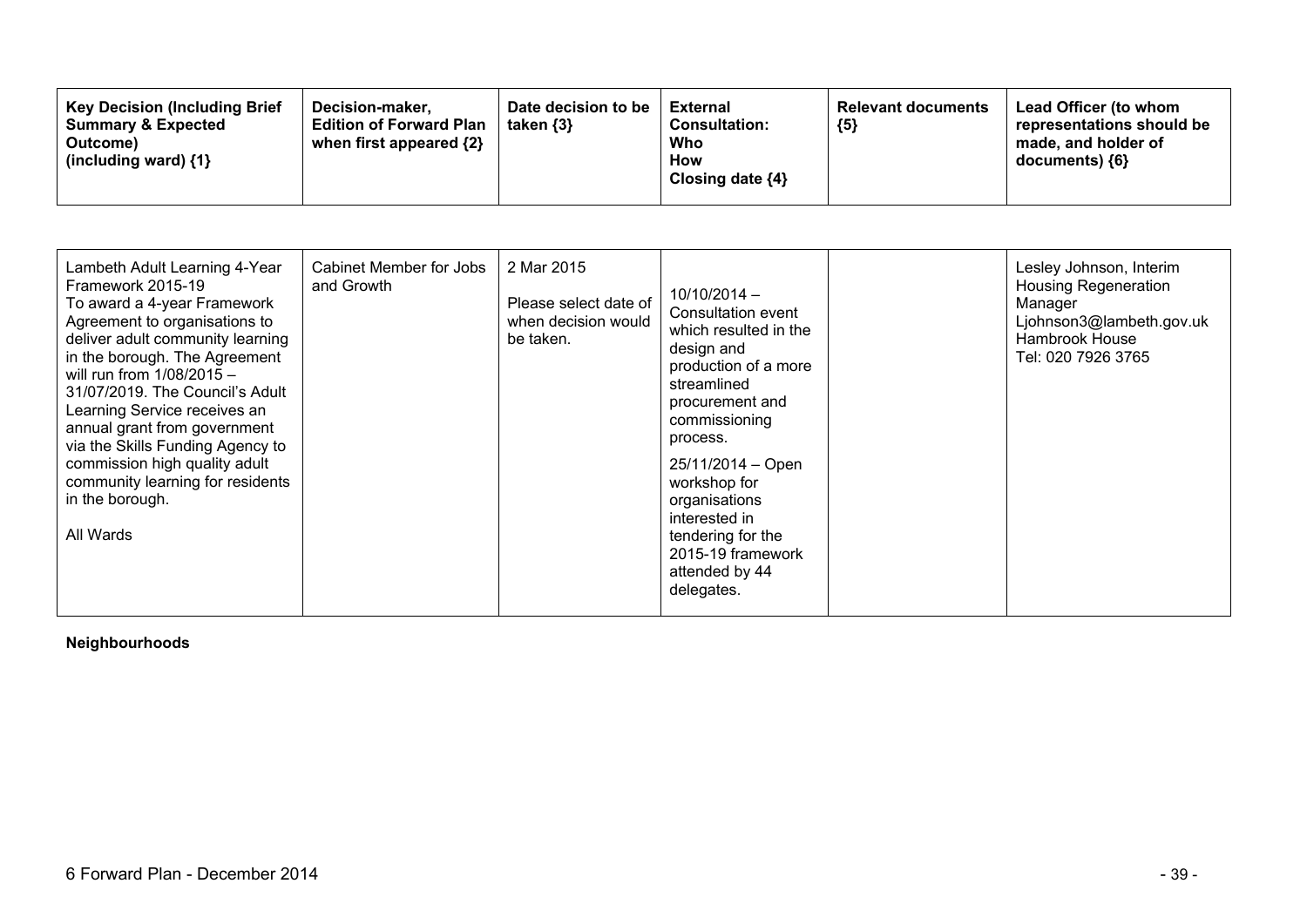| Key Decision (Including Brief Summary & Expected Outcome) (including ward) {1} | Decision-maker, Edition of Forward Plan when first appeared {2} | Date decision to be taken {3} | External Consultation: Who How Closing date {4} | Relevant documents {5} | Lead Officer (to whom representations should be made, and holder of documents) {6} |
|---|---|---|---|---|---|
| Lambeth Adult Learning 4-Year Framework 2015-19<br>To award a 4-year Framework Agreement to organisations to deliver adult community learning in the borough. The Agreement will run from 1/08/2015 – 31/07/2019. The Council's Adult Learning Service receives an annual grant from government via the Skills Funding Agency to commission high quality adult community learning for residents in the borough.<br><br>All Wards | Cabinet Member for Jobs and Growth | 2 Mar 2015<br><br>Please select date of when decision would be taken. | 10/10/2014 – Consultation event which resulted in the design and production of a more streamlined procurement and commissioning process.<br><br>25/11/2014 – Open workshop for organisations interested in tendering for the 2015-19 framework attended by 44 delegates. | | Lesley Johnson, Interim Housing Regeneration Manager<br>Ljohnson3@lambeth.gov.uk<br>Hambrook House<br>Tel: 020 7926 3765 |

**Neighbourhoods**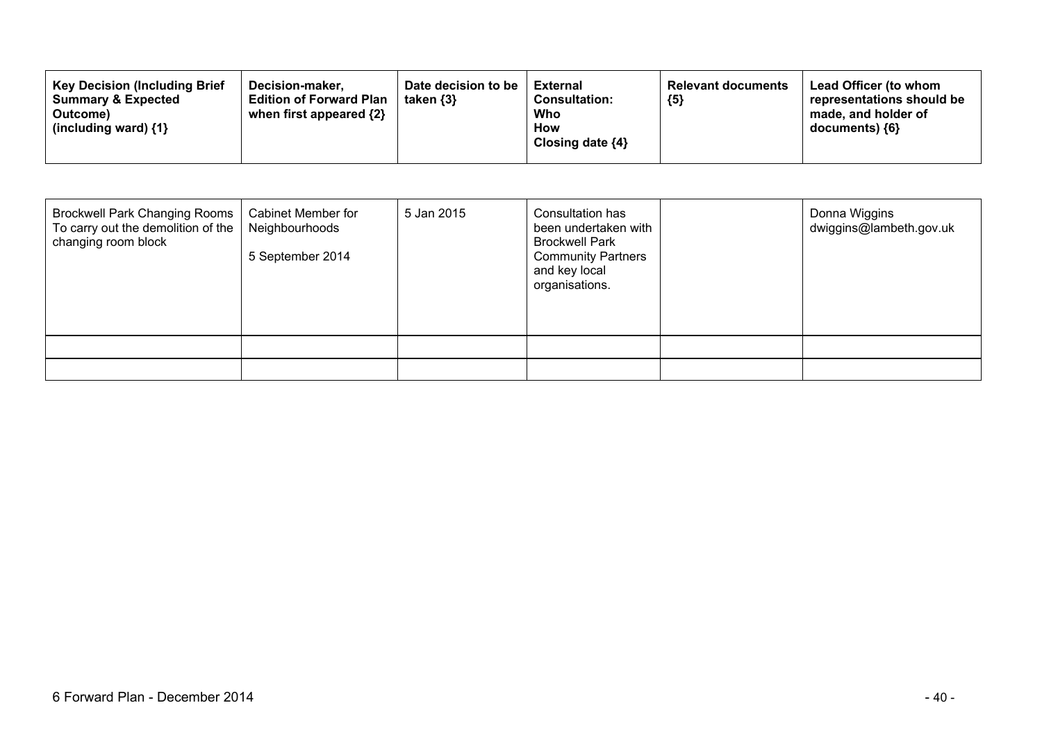| Key Decision (Including Brief Summary & Expected Outcome) (including ward) {1} | Decision-maker, Edition of Forward Plan when first appeared {2} | Date decision to be taken {3} | External Consultation: Who How Closing date {4} | Relevant documents {5} | Lead Officer (to whom representations should be made, and holder of documents) {6} |
|---|---|---|---|---|---|
| Brockwell Park Changing Rooms To carry out the demolition of the changing room block | Cabinet Member for Neighbourhoods<br><br>5 September 2014 | 5 Jan 2015 | Consultation has been undertaken with Brockwell Park Community Partners and key local organisations. | | Donna Wiggins dwiggins@lambeth.gov.uk |
| | | | | | |
| | | | | | |